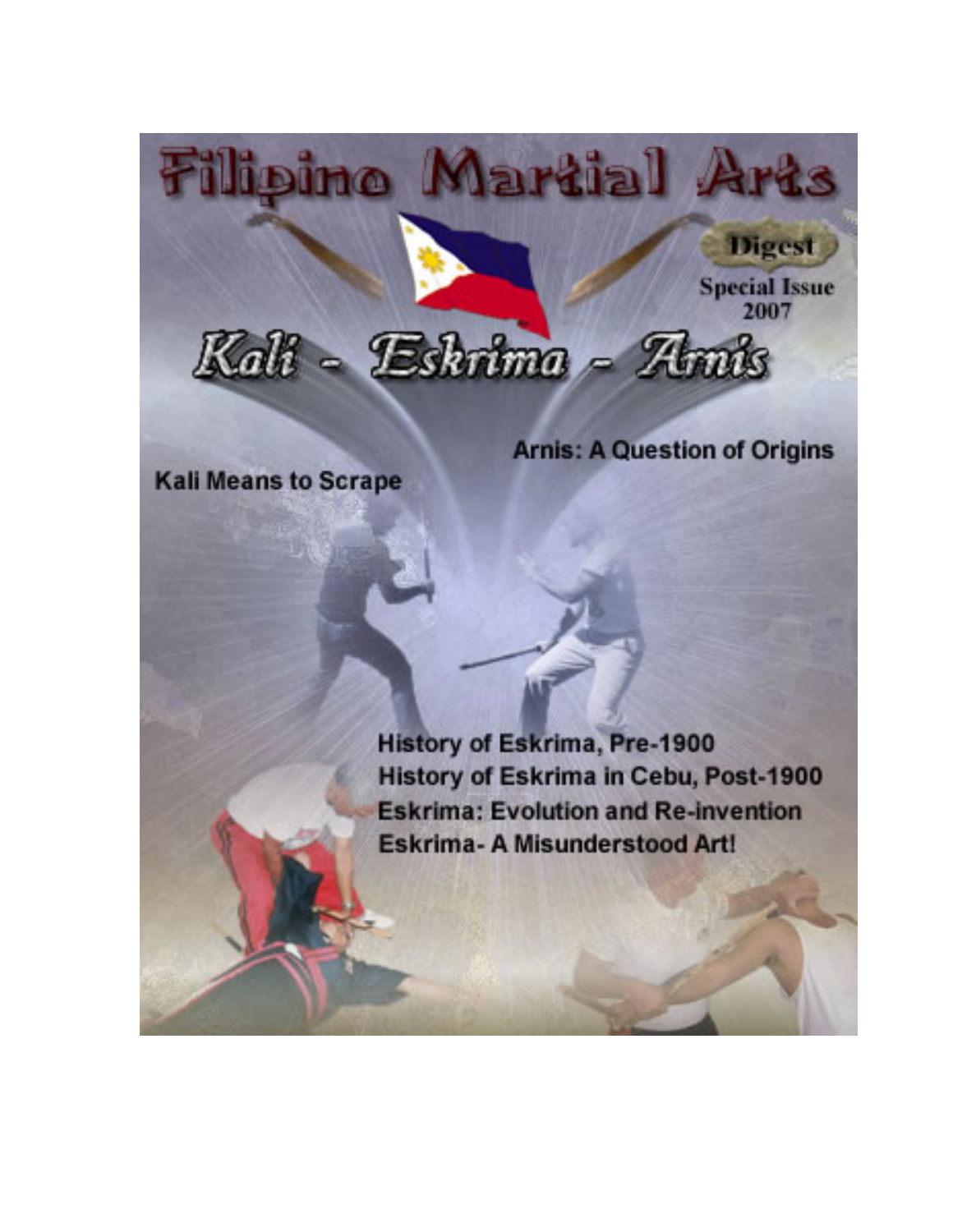# Filipino Martial Arts

Digest

Special Issue 2007

## Kali - Eskrima - Arnis

Arnis: A Question of Origins

Kali Means to Scrape

History of Eskrima, Pre-1900

History of Eskrima in Cebu, Post-1900

Eskrima: Evolution and Re-invention

Eskrima- A Misunderstood Art!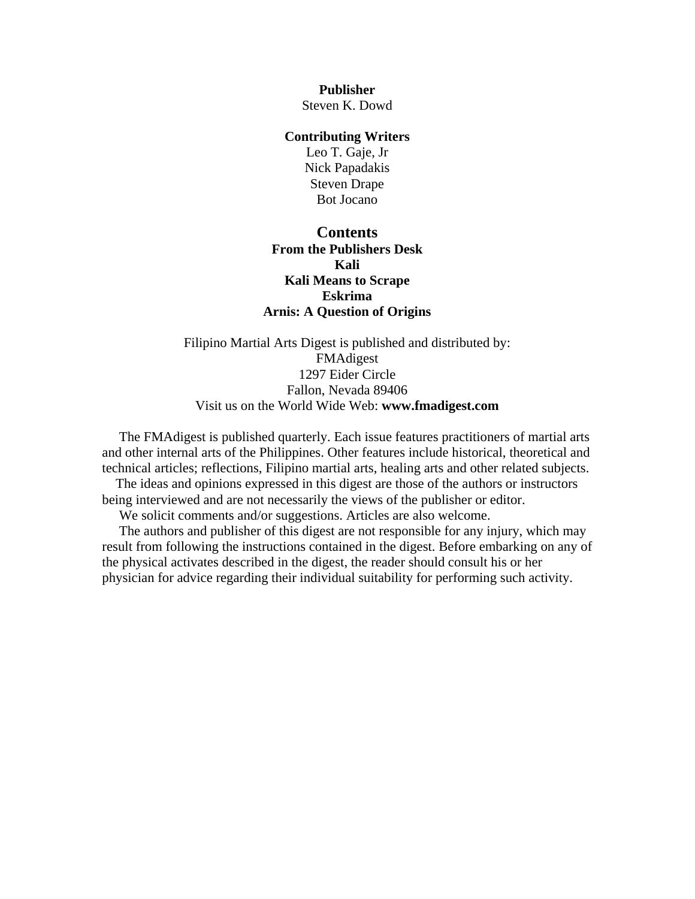**Publisher**
Steven K. Dowd

**Contributing Writers**
Leo T. Gaje, Jr
Nick Papadakis
Steven Drape
Bot Jocano

## Contents

**From the Publishers Desk**
**Kali**
**Kali Means to Scrape**
**Eskrima**
**Arnis: A Question of Origins**

Filipino Martial Arts Digest is published and distributed by:
FMAdigest
1297 Eider Circle
Fallon, Nevada 89406
Visit us on the World Wide Web: **www.fmadigest.com**

The FMAdigest is published quarterly. Each issue features practitioners of martial arts and other internal arts of the Philippines. Other features include historical, theoretical and technical articles; reflections, Filipino martial arts, healing arts and other related subjects.

The ideas and opinions expressed in this digest are those of the authors or instructors being interviewed and are not necessarily the views of the publisher or editor.

We solicit comments and/or suggestions. Articles are also welcome.

The authors and publisher of this digest are not responsible for any injury, which may result from following the instructions contained in the digest. Before embarking on any of the physical activates described in the digest, the reader should consult his or her physician for advice regarding their individual suitability for performing such activity.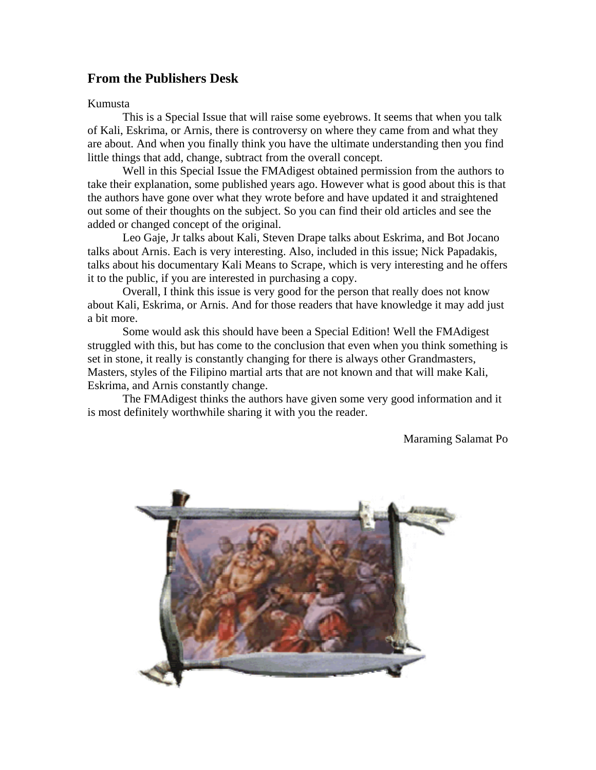## From the Publishers Desk

Kumusta

This is a Special Issue that will raise some eyebrows. It seems that when you talk of Kali, Eskrima, or Arnis, there is controversy on where they came from and what they are about. And when you finally think you have the ultimate understanding then you find little things that add, change, subtract from the overall concept.

Well in this Special Issue the FMAdigest obtained permission from the authors to take their explanation, some published years ago. However what is good about this is that the authors have gone over what they wrote before and have updated it and straightened out some of their thoughts on the subject. So you can find their old articles and see the added or changed concept of the original.

Leo Gaje, Jr talks about Kali, Steven Drape talks about Eskrima, and Bot Jocano talks about Arnis. Each is very interesting. Also, included in this issue; Nick Papadakis, talks about his documentary Kali Means to Scrape, which is very interesting and he offers it to the public, if you are interested in purchasing a copy.

Overall, I think this issue is very good for the person that really does not know about Kali, Eskrima, or Arnis. And for those readers that have knowledge it may add just a bit more.

Some would ask this should have been a Special Edition! Well the FMAdigest struggled with this, but has come to the conclusion that even when you think something is set in stone, it really is constantly changing for there is always other Grandmasters, Masters, styles of the Filipino martial arts that are not known and that will make Kali, Eskrima, and Arnis constantly change.

The FMAdigest thinks the authors have given some very good information and it is most definitely worthwhile sharing it with you the reader.

Maraming Salamat Po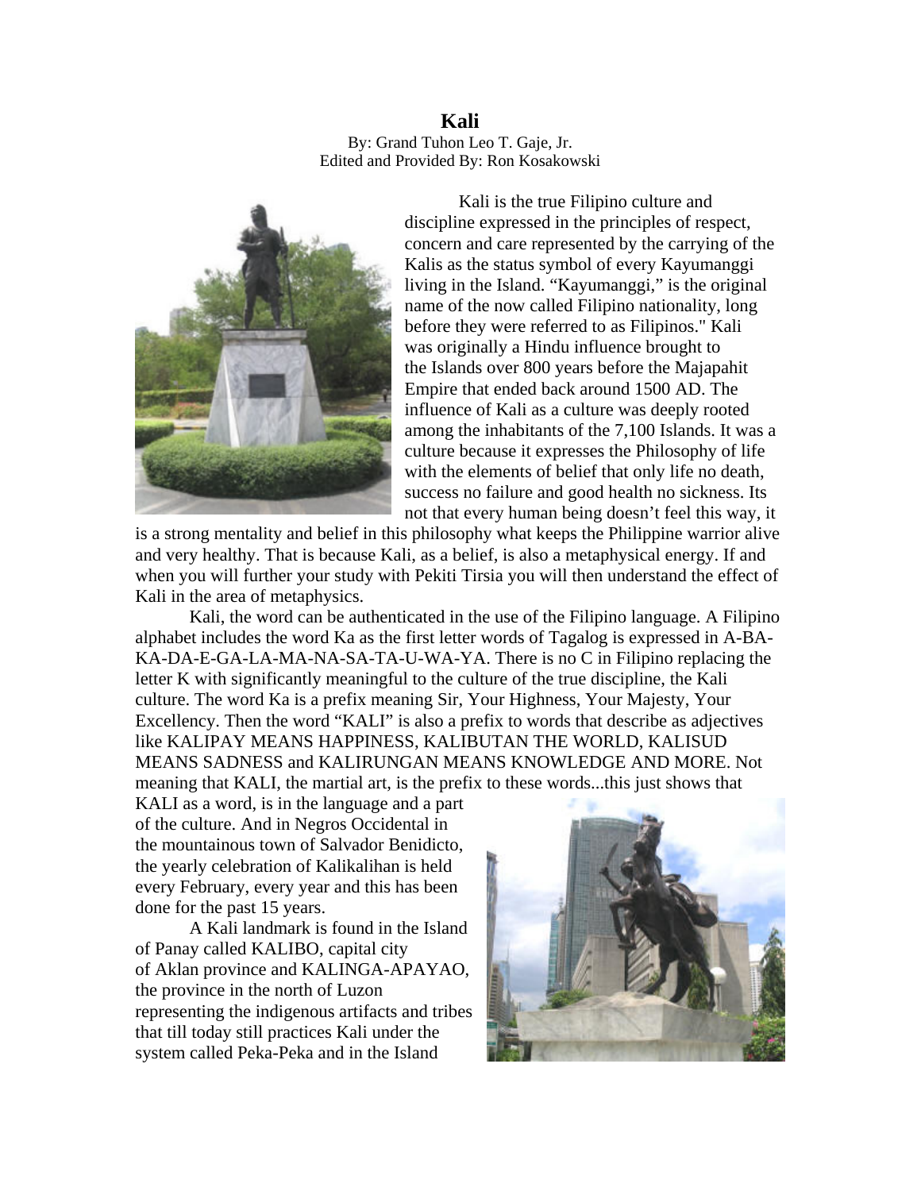# Kali

By: Grand Tuhon Leo T. Gaje, Jr.
Edited and Provided By: Ron Kosakowski

Kali is the true Filipino culture and discipline expressed in the principles of respect, concern and care represented by the carrying of the Kalis as the status symbol of every Kayumanggi living in the Island. "Kayumanggi," is the original name of the now called Filipino nationality, long before they were referred to as Filipinos." Kali was originally a Hindu influence brought to the Islands over 800 years before the Majapahit Empire that ended back around 1500 AD. The influence of Kali as a culture was deeply rooted among the inhabitants of the 7,100 Islands. It was a culture because it expresses the Philosophy of life with the elements of belief that only life no death, success no failure and good health no sickness. Its not that every human being doesn't feel this way, it is a strong mentality and belief in this philosophy what keeps the Philippine warrior alive and very healthy. That is because Kali, as a belief, is also a metaphysical energy. If and when you will further your study with Pekiti Tirsia you will then understand the effect of Kali in the area of metaphysics.

Kali, the word can be authenticated in the use of the Filipino language. A Filipino alphabet includes the word Ka as the first letter words of Tagalog is expressed in A-BA-KA-DA-E-GA-LA-MA-NA-SA-TA-U-WA-YA. There is no C in Filipino replacing the letter K with significantly meaningful to the culture of the true discipline, the Kali culture. The word Ka is a prefix meaning Sir, Your Highness, Your Majesty, Your Excellency. Then the word "KALI" is also a prefix to words that describe as adjectives like KALIPAY MEANS HAPPINESS, KALIBUTAN THE WORLD, KALISUD MEANS SADNESS and KALIRUNGAN MEANS KNOWLEDGE AND MORE. Not meaning that KALI, the martial art, is the prefix to these words...this just shows that KALI as a word, is in the language and a part of the culture. And in Negros Occidental in the mountainous town of Salvador Benidicto, the yearly celebration of Kalikalihan is held every February, every year and this has been done for the past 15 years.

A Kali landmark is found in the Island of Panay called KALIBO, capital city of Aklan province and KALINGA-APAYAO, the province in the north of Luzon representing the indigenous artifacts and tribes that till today still practices Kali under the system called Peka-Peka and in the Island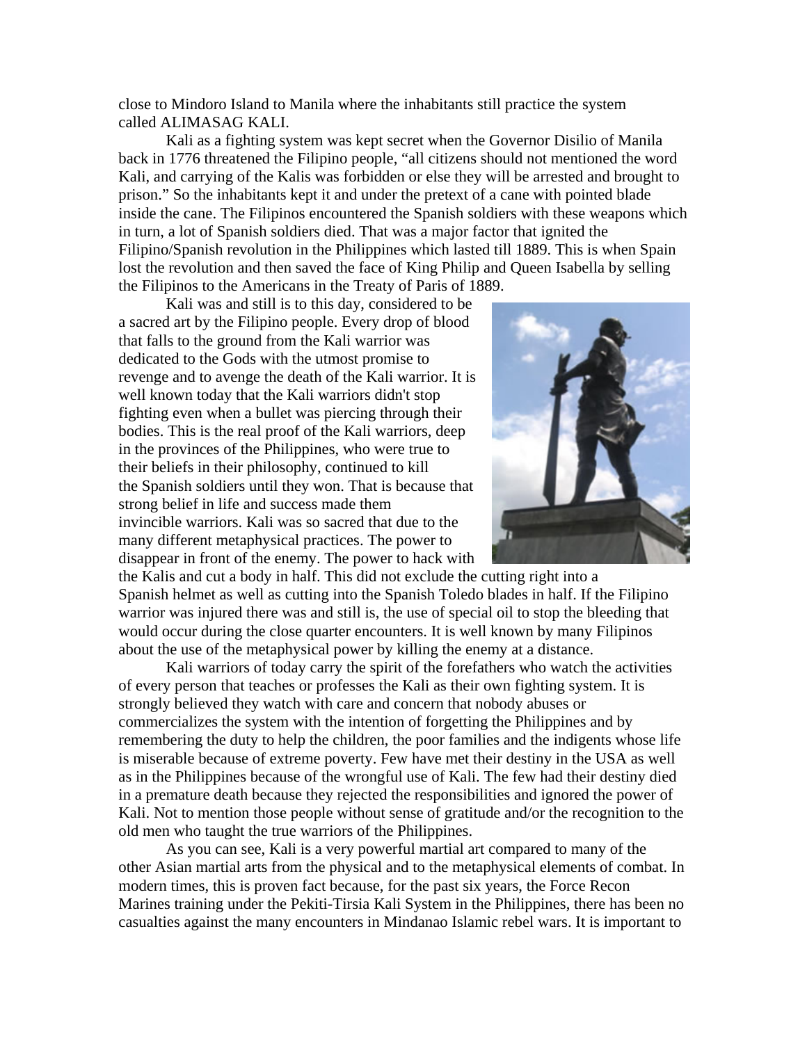close to Mindoro Island to Manila where the inhabitants still practice the system called ALIMASAG KALI.

Kali as a fighting system was kept secret when the Governor Disilio of Manila back in 1776 threatened the Filipino people, "all citizens should not mentioned the word Kali, and carrying of the Kalis was forbidden or else they will be arrested and brought to prison." So the inhabitants kept it and under the pretext of a cane with pointed blade inside the cane. The Filipinos encountered the Spanish soldiers with these weapons which in turn, a lot of Spanish soldiers died. That was a major factor that ignited the Filipino/Spanish revolution in the Philippines which lasted till 1889. This is when Spain lost the revolution and then saved the face of King Philip and Queen Isabella by selling the Filipinos to the Americans in the Treaty of Paris of 1889.

Kali was and still is to this day, considered to be a sacred art by the Filipino people. Every drop of blood that falls to the ground from the Kali warrior was dedicated to the Gods with the utmost promise to revenge and to avenge the death of the Kali warrior. It is well known today that the Kali warriors didn't stop fighting even when a bullet was piercing through their bodies. This is the real proof of the Kali warriors, deep in the provinces of the Philippines, who were true to their beliefs in their philosophy, continued to kill the Spanish soldiers until they won. That is because that strong belief in life and success made them invincible warriors. Kali was so sacred that due to the many different metaphysical practices. The power to disappear in front of the enemy. The power to hack with the Kalis and cut a body in half. This did not exclude the cutting right into a Spanish helmet as well as cutting into the Spanish Toledo blades in half. If the Filipino warrior was injured there was and still is, the use of special oil to stop the bleeding that would occur during the close quarter encounters. It is well known by many Filipinos about the use of the metaphysical power by killing the enemy at a distance.

Kali warriors of today carry the spirit of the forefathers who watch the activities of every person that teaches or professes the Kali as their own fighting system. It is strongly believed they watch with care and concern that nobody abuses or commercializes the system with the intention of forgetting the Philippines and by remembering the duty to help the children, the poor families and the indigents whose life is miserable because of extreme poverty. Few have met their destiny in the USA as well as in the Philippines because of the wrongful use of Kali. The few had their destiny died in a premature death because they rejected the responsibilities and ignored the power of Kali. Not to mention those people without sense of gratitude and/or the recognition to the old men who taught the true warriors of the Philippines.

As you can see, Kali is a very powerful martial art compared to many of the other Asian martial arts from the physical and to the metaphysical elements of combat. In modern times, this is proven fact because, for the past six years, the Force Recon Marines training under the Pekiti-Tirsia Kali System in the Philippines, there has been no casualties against the many encounters in Mindanao Islamic rebel wars. It is important to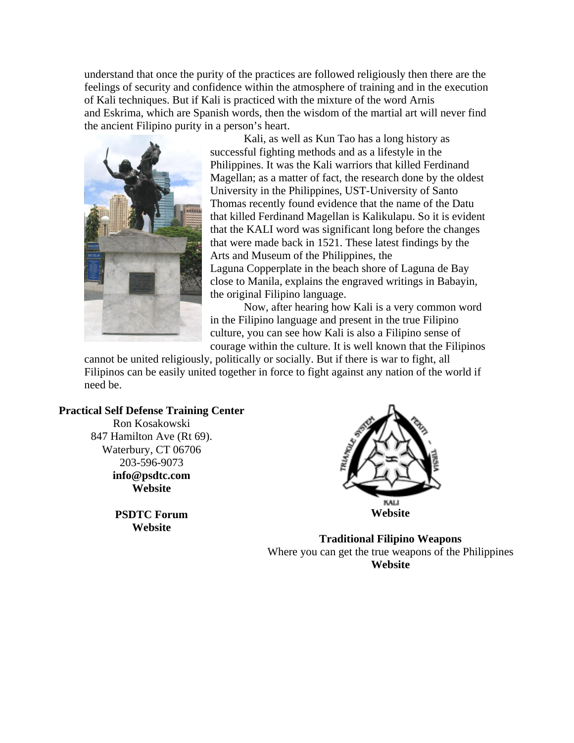understand that once the purity of the practices are followed religiously then there are the feelings of security and confidence within the atmosphere of training and in the execution of Kali techniques. But if Kali is practiced with the mixture of the word Arnis and Eskrima, which are Spanish words, then the wisdom of the martial art will never find the ancient Filipino purity in a person's heart.

Kali, as well as Kun Tao has a long history as successful fighting methods and as a lifestyle in the Philippines. It was the Kali warriors that killed Ferdinand Magellan; as a matter of fact, the research done by the oldest University in the Philippines, UST-University of Santo Thomas recently found evidence that the name of the Datu that killed Ferdinand Magellan is Kalikulapu. So it is evident that the KALI word was significant long before the changes that were made back in 1521. These latest findings by the Arts and Museum of the Philippines, the Laguna Copperplate in the beach shore of Laguna de Bay close to Manila, explains the engraved writings in Babayin, the original Filipino language.

Now, after hearing how Kali is a very common word in the Filipino language and present in the true Filipino culture, you can see how Kali is also a Filipino sense of courage within the culture. It is well known that the Filipinos cannot be united religiously, politically or socially. But if there is war to fight, all Filipinos can be easily united together in force to fight against any nation of the world if need be.

**Practical Self Defense Training Center**
Ron Kosakowski
847 Hamilton Ave (Rt 69).
Waterbury, CT 06706
203-596-9073
**info@psdtc.com**
**Website**

**PSDTC Forum**
**Website**

**Website**

**Traditional Filipino Weapons**
Where you can get the true weapons of the Philippines
**Website**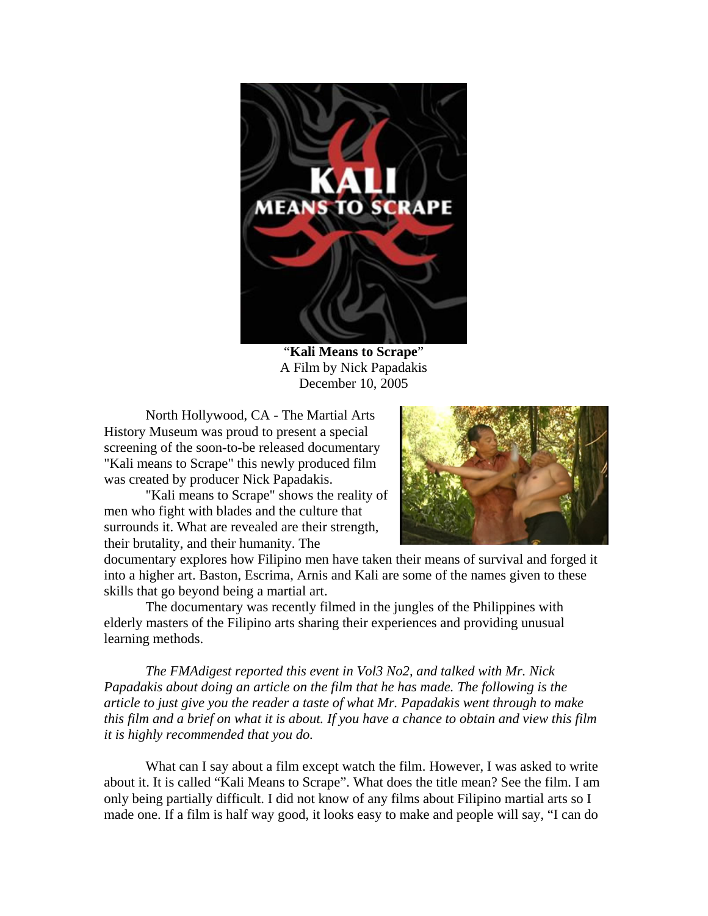"**Kali Means to Scrape**"
A Film by Nick Papadakis
December 10, 2005

North Hollywood, CA - The Martial Arts History Museum was proud to present a special screening of the soon-to-be released documentary "Kali means to Scrape" this newly produced film was created by producer Nick Papadakis.

"Kali means to Scrape" shows the reality of men who fight with blades and the culture that surrounds it. What are revealed are their strength, their brutality, and their humanity. The documentary explores how Filipino men have taken their means of survival and forged it into a higher art. Baston, Escrima, Arnis and Kali are some of the names given to these skills that go beyond being a martial art.

The documentary was recently filmed in the jungles of the Philippines with elderly masters of the Filipino arts sharing their experiences and providing unusual learning methods.

*The FMAdigest reported this event in Vol3 No2, and talked with Mr. Nick Papadakis about doing an article on the film that he has made. The following is the article to just give you the reader a taste of what Mr. Papadakis went through to make this film and a brief on what it is about. If you have a chance to obtain and view this film it is highly recommended that you do.*

What can I say about a film except watch the film. However, I was asked to write about it. It is called "Kali Means to Scrape". What does the title mean? See the film. I am only being partially difficult. I did not know of any films about Filipino martial arts so I made one. If a film is half way good, it looks easy to make and people will say, "I can do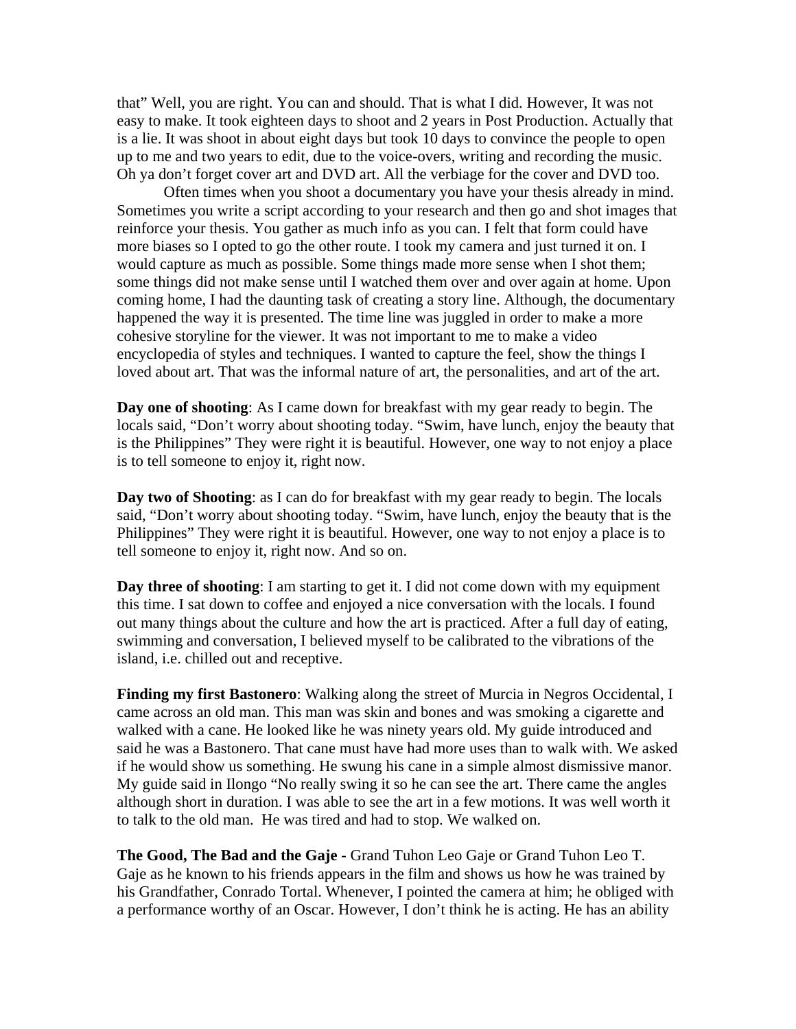that" Well, you are right. You can and should. That is what I did. However, It was not easy to make. It took eighteen days to shoot and 2 years in Post Production. Actually that is a lie. It was shoot in about eight days but took 10 days to convince the people to open up to me and two years to edit, due to the voice-overs, writing and recording the music. Oh ya don't forget cover art and DVD art. All the verbiage for the cover and DVD too.

Often times when you shoot a documentary you have your thesis already in mind. Sometimes you write a script according to your research and then go and shot images that reinforce your thesis. You gather as much info as you can. I felt that form could have more biases so I opted to go the other route. I took my camera and just turned it on. I would capture as much as possible. Some things made more sense when I shot them; some things did not make sense until I watched them over and over again at home. Upon coming home, I had the daunting task of creating a story line. Although, the documentary happened the way it is presented. The time line was juggled in order to make a more cohesive storyline for the viewer. It was not important to me to make a video encyclopedia of styles and techniques. I wanted to capture the feel, show the things I loved about art. That was the informal nature of art, the personalities, and art of the art.

**Day one of shooting**: As I came down for breakfast with my gear ready to begin. The locals said, "Don't worry about shooting today. "Swim, have lunch, enjoy the beauty that is the Philippines" They were right it is beautiful. However, one way to not enjoy a place is to tell someone to enjoy it, right now.

**Day two of Shooting**: as I can do for breakfast with my gear ready to begin. The locals said, "Don't worry about shooting today. "Swim, have lunch, enjoy the beauty that is the Philippines" They were right it is beautiful. However, one way to not enjoy a place is to tell someone to enjoy it, right now. And so on.

**Day three of shooting**: I am starting to get it. I did not come down with my equipment this time. I sat down to coffee and enjoyed a nice conversation with the locals. I found out many things about the culture and how the art is practiced. After a full day of eating, swimming and conversation, I believed myself to be calibrated to the vibrations of the island, i.e. chilled out and receptive.

**Finding my first Bastonero**: Walking along the street of Murcia in Negros Occidental, I came across an old man. This man was skin and bones and was smoking a cigarette and walked with a cane. He looked like he was ninety years old. My guide introduced and said he was a Bastonero. That cane must have had more uses than to walk with. We asked if he would show us something. He swung his cane in a simple almost dismissive manor. My guide said in Ilongo "No really swing it so he can see the art. There came the angles although short in duration. I was able to see the art in a few motions. It was well worth it to talk to the old man. He was tired and had to stop. We walked on.

**The Good, The Bad and the Gaje -** Grand Tuhon Leo Gaje or Grand Tuhon Leo T. Gaje as he known to his friends appears in the film and shows us how he was trained by his Grandfather, Conrado Tortal. Whenever, I pointed the camera at him; he obliged with a performance worthy of an Oscar. However, I don't think he is acting. He has an ability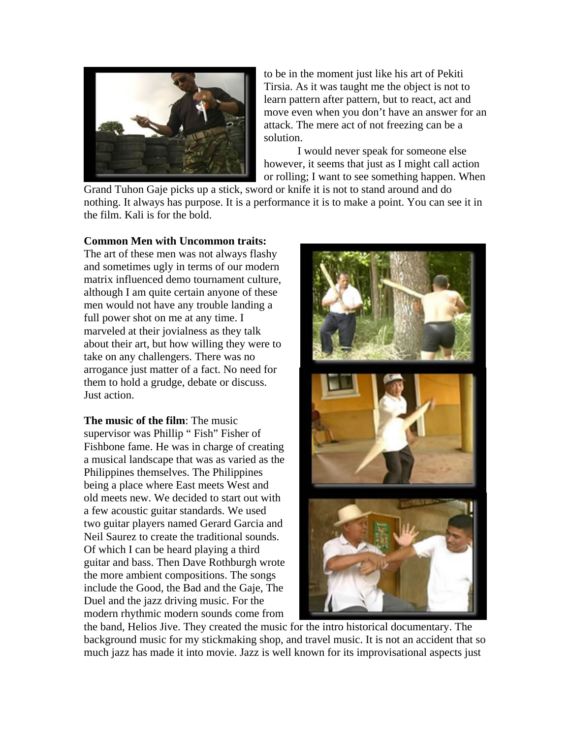to be in the moment just like his art of Pekiti Tirsia. As it was taught me the object is not to learn pattern after pattern, but to react, act and move even when you don't have an answer for an attack. The mere act of not freezing can be a solution.

I would never speak for someone else however, it seems that just as I might call action or rolling; I want to see something happen. When Grand Tuhon Gaje picks up a stick, sword or knife it is not to stand around and do nothing. It always has purpose. It is a performance it is to make a point. You can see it in the film. Kali is for the bold.

**Common Men with Uncommon traits:**
The art of these men was not always flashy and sometimes ugly in terms of our modern matrix influenced demo tournament culture, although I am quite certain anyone of these men would not have any trouble landing a full power shot on me at any time. I marveled at their jovialness as they talk about their art, but how willing they were to take on any challengers. There was no arrogance just matter of a fact. No need for them to hold a grudge, debate or discuss. Just action.

**The music of the film**: The music supervisor was Phillip " Fish" Fisher of Fishbone fame. He was in charge of creating a musical landscape that was as varied as the Philippines themselves. The Philippines being a place where East meets West and old meets new. We decided to start out with a few acoustic guitar standards. We used two guitar players named Gerard Garcia and Neil Saurez to create the traditional sounds. Of which I can be heard playing a third guitar and bass. Then Dave Rothburgh wrote the more ambient compositions. The songs include the Good, the Bad and the Gaje, The Duel and the jazz driving music. For the modern rhythmic modern sounds come from the band, Helios Jive. They created the music for the intro historical documentary. The background music for my stickmaking shop, and travel music. It is not an accident that so much jazz has made it into movie. Jazz is well known for its improvisational aspects just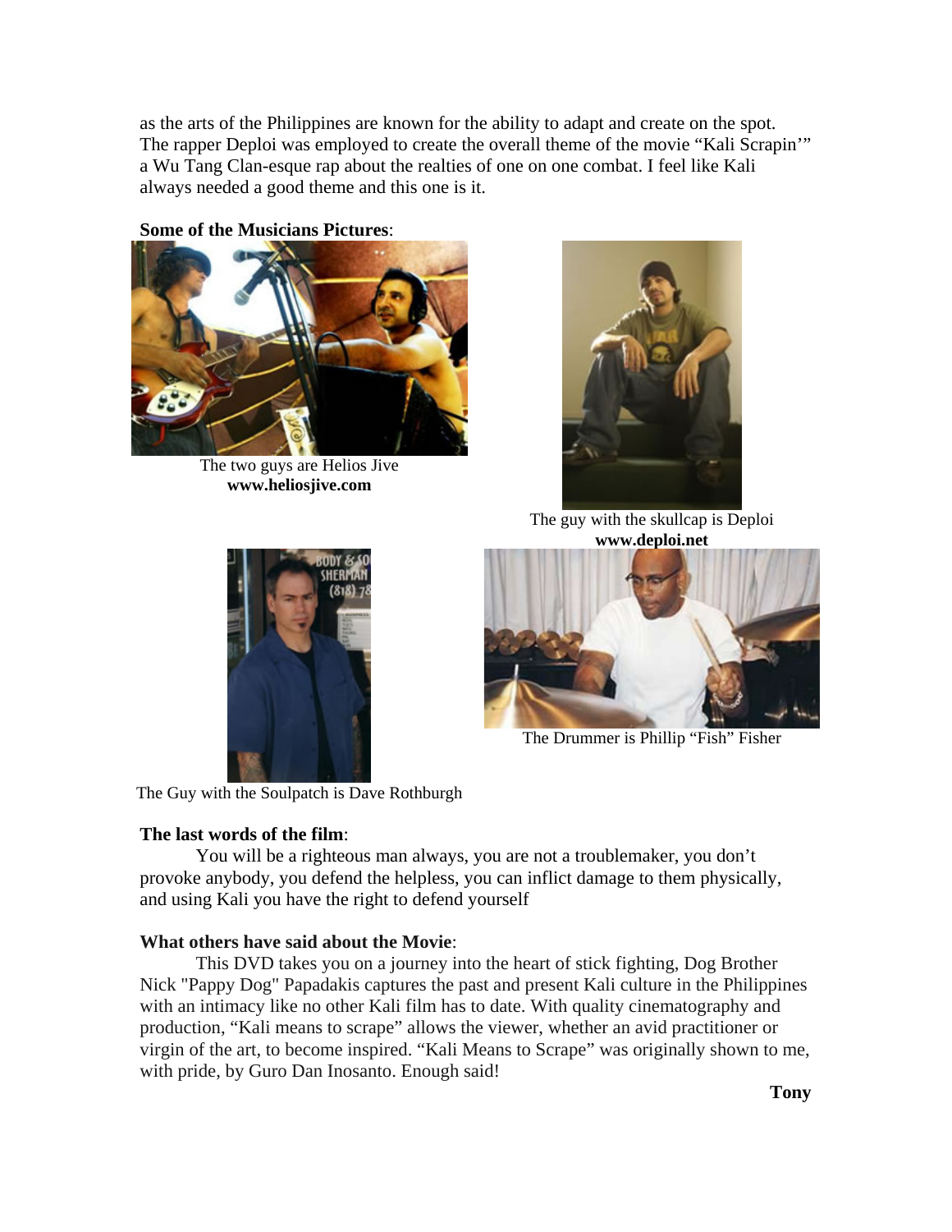as the arts of the Philippines are known for the ability to adapt and create on the spot. The rapper Deploi was employed to create the overall theme of the movie "Kali Scrapin'" a Wu Tang Clan-esque rap about the realties of one on one combat. I feel like Kali always needed a good theme and this one is it.

**Some of the Musicians Pictures**:

The two guys are Helios Jive
**www.heliosjive.com**

The guy with the skullcap is Deploi
**www.deploi.net**

The Drummer is Phillip "Fish" Fisher

The Guy with the Soulpatch is Dave Rothburgh

**The last words of the film**:

You will be a righteous man always, you are not a troublemaker, you don't provoke anybody, you defend the helpless, you can inflict damage to them physically, and using Kali you have the right to defend yourself

**What others have said about the Movie**:

This DVD takes you on a journey into the heart of stick fighting, Dog Brother Nick "Pappy Dog" Papadakis captures the past and present Kali culture in the Philippines with an intimacy like no other Kali film has to date. With quality cinematography and production, "Kali means to scrape" allows the viewer, whether an avid practitioner or virgin of the art, to become inspired. "Kali Means to Scrape" was originally shown to me, with pride, by Guro Dan Inosanto. Enough said!

**Tony**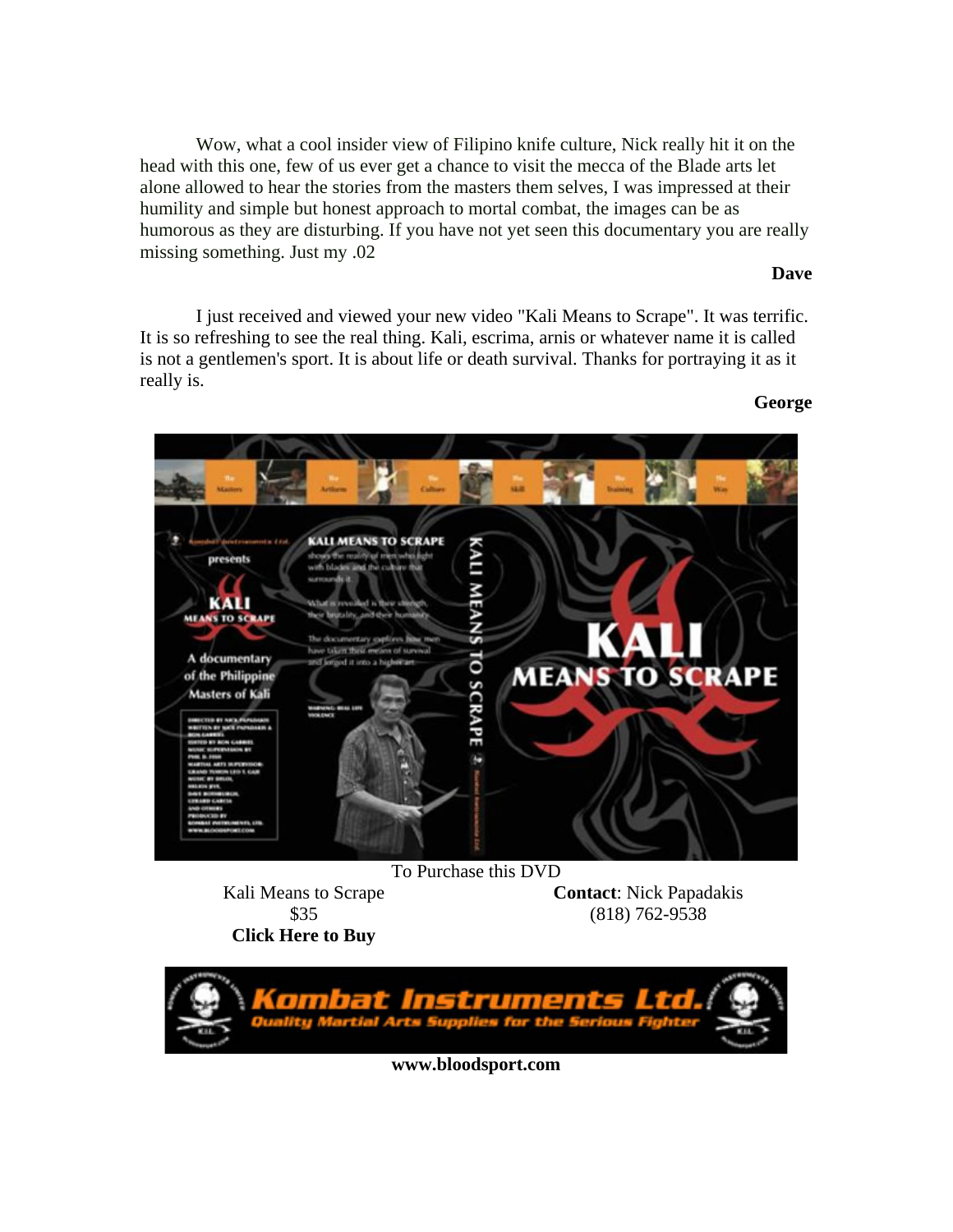Wow, what a cool insider view of Filipino knife culture, Nick really hit it on the head with this one, few of us ever get a chance to visit the mecca of the Blade arts let alone allowed to hear the stories from the masters them selves, I was impressed at their humility and simple but honest approach to mortal combat, the images can be as humorous as they are disturbing. If you have not yet seen this documentary you are really missing something. Just my .02

**Dave**

I just received and viewed your new video "Kali Means to Scrape". It was terrific. It is so refreshing to see the real thing. Kali, escrima, arnis or whatever name it is called is not a gentlemen's sport. It is about life or death survival. Thanks for portraying it as it really is.

**George**

To Purchase this DVD

Kali Means to Scrape
$35
**Click Here to Buy**

**Contact**: Nick Papadakis
(818) 762-9538

**www.bloodsport.com**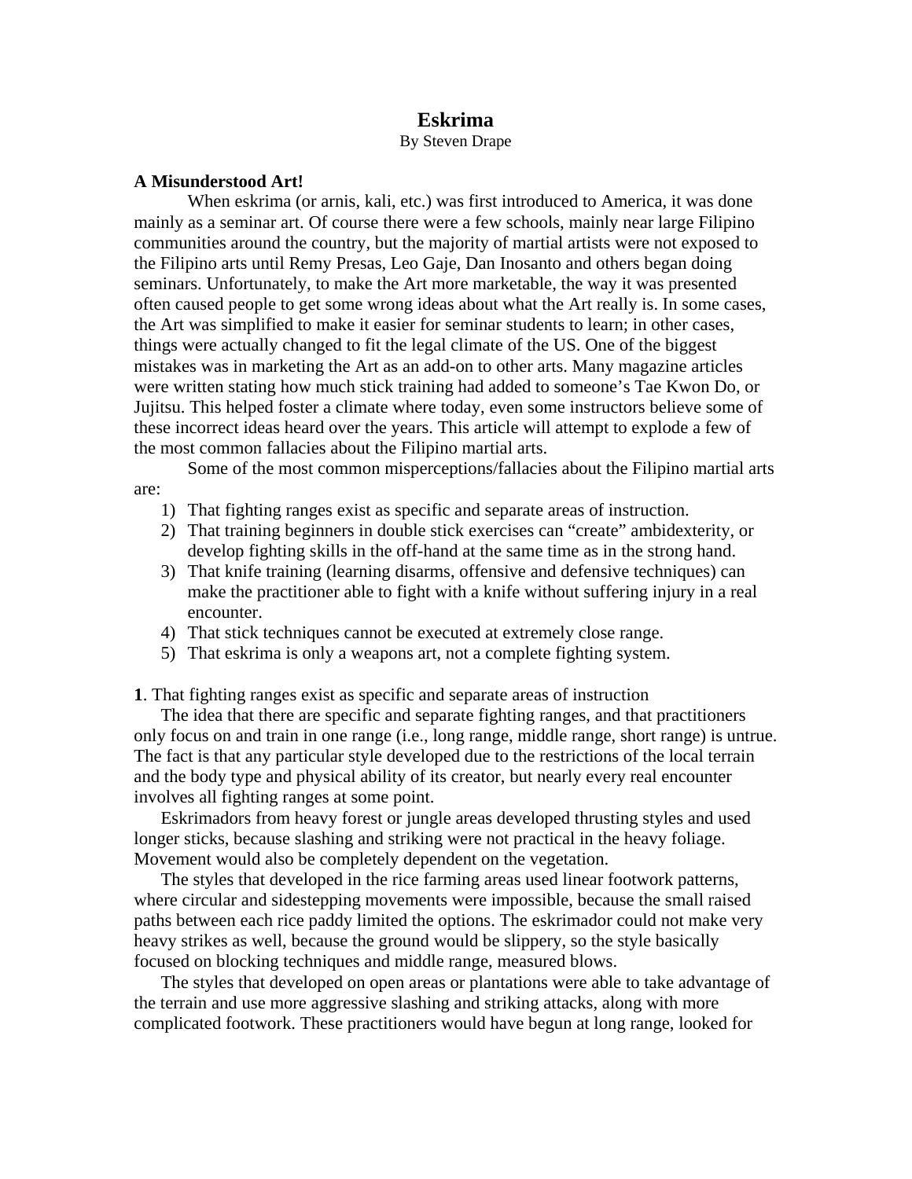# Eskrima

By Steven Drape

**A Misunderstood Art!**

When eskrima (or arnis, kali, etc.) was first introduced to America, it was done mainly as a seminar art. Of course there were a few schools, mainly near large Filipino communities around the country, but the majority of martial artists were not exposed to the Filipino arts until Remy Presas, Leo Gaje, Dan Inosanto and others began doing seminars. Unfortunately, to make the Art more marketable, the way it was presented often caused people to get some wrong ideas about what the Art really is. In some cases, the Art was simplified to make it easier for seminar students to learn; in other cases, things were actually changed to fit the legal climate of the US. One of the biggest mistakes was in marketing the Art as an add-on to other arts. Many magazine articles were written stating how much stick training had added to someone's Tae Kwon Do, or Jujitsu. This helped foster a climate where today, even some instructors believe some of these incorrect ideas heard over the years. This article will attempt to explode a few of the most common fallacies about the Filipino martial arts.

Some of the most common misperceptions/fallacies about the Filipino martial arts are:

1) That fighting ranges exist as specific and separate areas of instruction.
2) That training beginners in double stick exercises can "create" ambidexterity, or develop fighting skills in the off-hand at the same time as in the strong hand.
3) That knife training (learning disarms, offensive and defensive techniques) can make the practitioner able to fight with a knife without suffering injury in a real encounter.
4) That stick techniques cannot be executed at extremely close range.
5) That eskrima is only a weapons art, not a complete fighting system.

**1**. That fighting ranges exist as specific and separate areas of instruction

The idea that there are specific and separate fighting ranges, and that practitioners only focus on and train in one range (i.e., long range, middle range, short range) is untrue. The fact is that any particular style developed due to the restrictions of the local terrain and the body type and physical ability of its creator, but nearly every real encounter involves all fighting ranges at some point.

Eskrimadors from heavy forest or jungle areas developed thrusting styles and used longer sticks, because slashing and striking were not practical in the heavy foliage. Movement would also be completely dependent on the vegetation.

The styles that developed in the rice farming areas used linear footwork patterns, where circular and sidestepping movements were impossible, because the small raised paths between each rice paddy limited the options. The eskrimador could not make very heavy strikes as well, because the ground would be slippery, so the style basically focused on blocking techniques and middle range, measured blows.

The styles that developed on open areas or plantations were able to take advantage of the terrain and use more aggressive slashing and striking attacks, along with more complicated footwork. These practitioners would have begun at long range, looked for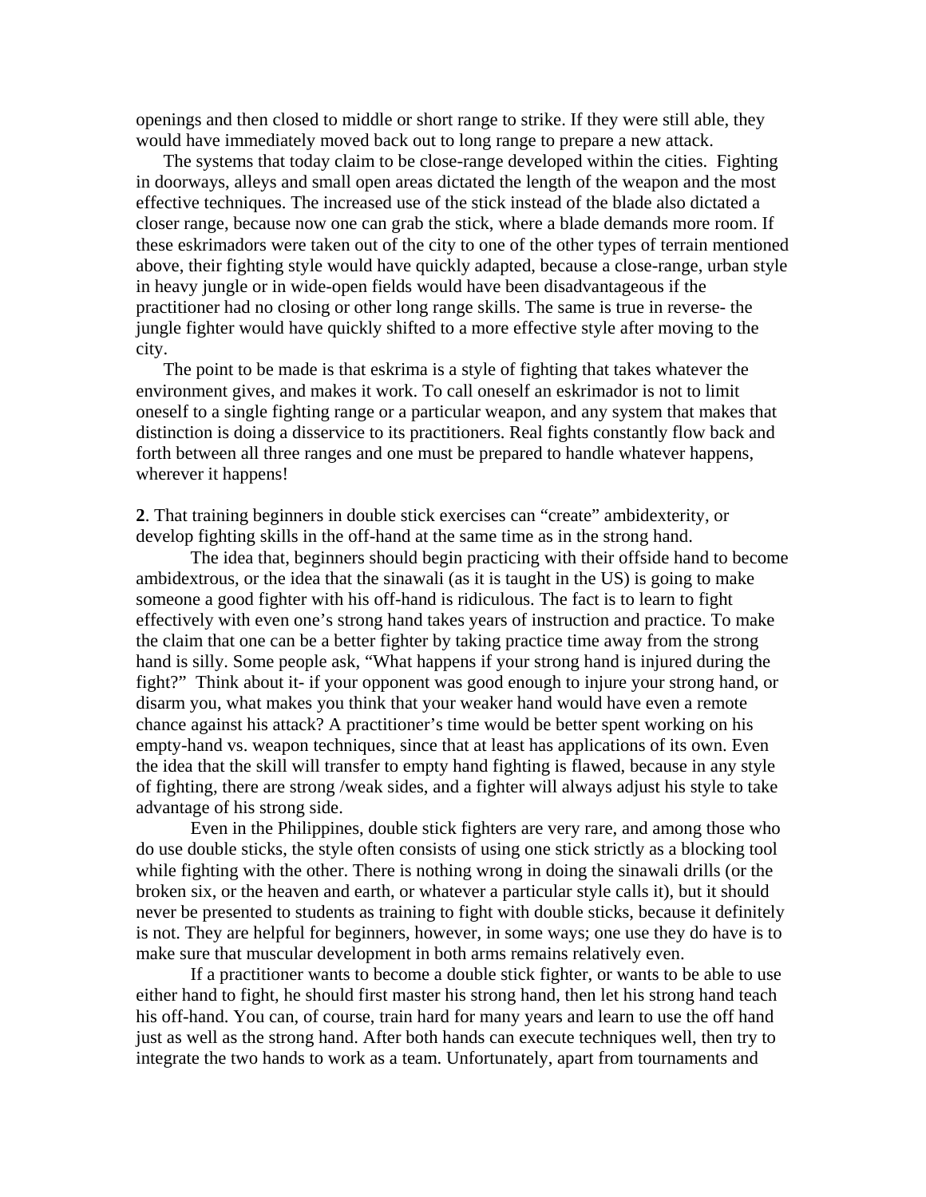openings and then closed to middle or short range to strike. If they were still able, they would have immediately moved back out to long range to prepare a new attack.

The systems that today claim to be close-range developed within the cities. Fighting in doorways, alleys and small open areas dictated the length of the weapon and the most effective techniques. The increased use of the stick instead of the blade also dictated a closer range, because now one can grab the stick, where a blade demands more room. If these eskrimadors were taken out of the city to one of the other types of terrain mentioned above, their fighting style would have quickly adapted, because a close-range, urban style in heavy jungle or in wide-open fields would have been disadvantageous if the practitioner had no closing or other long range skills. The same is true in reverse- the jungle fighter would have quickly shifted to a more effective style after moving to the city.

The point to be made is that eskrima is a style of fighting that takes whatever the environment gives, and makes it work. To call oneself an eskrimador is not to limit oneself to a single fighting range or a particular weapon, and any system that makes that distinction is doing a disservice to its practitioners. Real fights constantly flow back and forth between all three ranges and one must be prepared to handle whatever happens, wherever it happens!

**2**. That training beginners in double stick exercises can "create" ambidexterity, or develop fighting skills in the off-hand at the same time as in the strong hand.

The idea that, beginners should begin practicing with their offside hand to become ambidextrous, or the idea that the sinawali (as it is taught in the US) is going to make someone a good fighter with his off-hand is ridiculous. The fact is to learn to fight effectively with even one's strong hand takes years of instruction and practice. To make the claim that one can be a better fighter by taking practice time away from the strong hand is silly. Some people ask, "What happens if your strong hand is injured during the fight?" Think about it- if your opponent was good enough to injure your strong hand, or disarm you, what makes you think that your weaker hand would have even a remote chance against his attack? A practitioner's time would be better spent working on his empty-hand vs. weapon techniques, since that at least has applications of its own. Even the idea that the skill will transfer to empty hand fighting is flawed, because in any style of fighting, there are strong /weak sides, and a fighter will always adjust his style to take advantage of his strong side.

Even in the Philippines, double stick fighters are very rare, and among those who do use double sticks, the style often consists of using one stick strictly as a blocking tool while fighting with the other. There is nothing wrong in doing the sinawali drills (or the broken six, or the heaven and earth, or whatever a particular style calls it), but it should never be presented to students as training to fight with double sticks, because it definitely is not. They are helpful for beginners, however, in some ways; one use they do have is to make sure that muscular development in both arms remains relatively even.

If a practitioner wants to become a double stick fighter, or wants to be able to use either hand to fight, he should first master his strong hand, then let his strong hand teach his off-hand. You can, of course, train hard for many years and learn to use the off hand just as well as the strong hand. After both hands can execute techniques well, then try to integrate the two hands to work as a team. Unfortunately, apart from tournaments and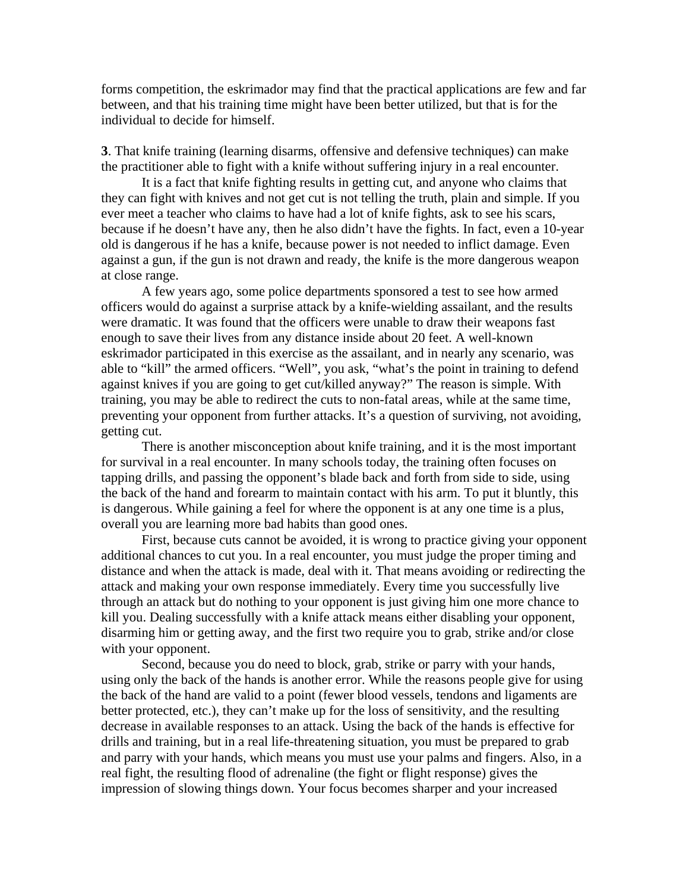forms competition, the eskrimador may find that the practical applications are few and far between, and that his training time might have been better utilized, but that is for the individual to decide for himself.

**3**. That knife training (learning disarms, offensive and defensive techniques) can make the practitioner able to fight with a knife without suffering injury in a real encounter.

It is a fact that knife fighting results in getting cut, and anyone who claims that they can fight with knives and not get cut is not telling the truth, plain and simple. If you ever meet a teacher who claims to have had a lot of knife fights, ask to see his scars, because if he doesn't have any, then he also didn't have the fights. In fact, even a 10-year old is dangerous if he has a knife, because power is not needed to inflict damage. Even against a gun, if the gun is not drawn and ready, the knife is the more dangerous weapon at close range.

A few years ago, some police departments sponsored a test to see how armed officers would do against a surprise attack by a knife-wielding assailant, and the results were dramatic. It was found that the officers were unable to draw their weapons fast enough to save their lives from any distance inside about 20 feet. A well-known eskrimador participated in this exercise as the assailant, and in nearly any scenario, was able to "kill" the armed officers. "Well", you ask, "what's the point in training to defend against knives if you are going to get cut/killed anyway?" The reason is simple. With training, you may be able to redirect the cuts to non-fatal areas, while at the same time, preventing your opponent from further attacks. It's a question of surviving, not avoiding, getting cut.

There is another misconception about knife training, and it is the most important for survival in a real encounter. In many schools today, the training often focuses on tapping drills, and passing the opponent's blade back and forth from side to side, using the back of the hand and forearm to maintain contact with his arm. To put it bluntly, this is dangerous. While gaining a feel for where the opponent is at any one time is a plus, overall you are learning more bad habits than good ones.

First, because cuts cannot be avoided, it is wrong to practice giving your opponent additional chances to cut you. In a real encounter, you must judge the proper timing and distance and when the attack is made, deal with it. That means avoiding or redirecting the attack and making your own response immediately. Every time you successfully live through an attack but do nothing to your opponent is just giving him one more chance to kill you. Dealing successfully with a knife attack means either disabling your opponent, disarming him or getting away, and the first two require you to grab, strike and/or close with your opponent.

Second, because you do need to block, grab, strike or parry with your hands, using only the back of the hands is another error. While the reasons people give for using the back of the hand are valid to a point (fewer blood vessels, tendons and ligaments are better protected, etc.), they can't make up for the loss of sensitivity, and the resulting decrease in available responses to an attack. Using the back of the hands is effective for drills and training, but in a real life-threatening situation, you must be prepared to grab and parry with your hands, which means you must use your palms and fingers. Also, in a real fight, the resulting flood of adrenaline (the fight or flight response) gives the impression of slowing things down. Your focus becomes sharper and your increased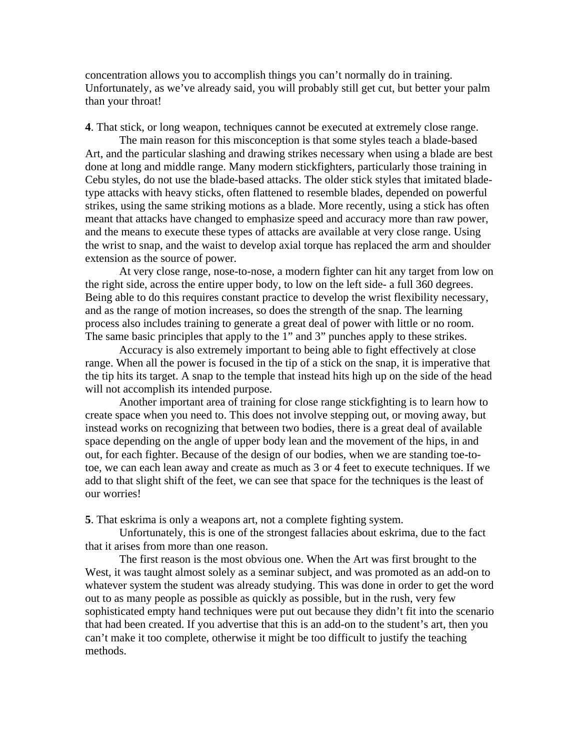concentration allows you to accomplish things you can't normally do in training. Unfortunately, as we've already said, you will probably still get cut, but better your palm than your throat!

**4**. That stick, or long weapon, techniques cannot be executed at extremely close range.

The main reason for this misconception is that some styles teach a blade-based Art, and the particular slashing and drawing strikes necessary when using a blade are best done at long and middle range. Many modern stickfighters, particularly those training in Cebu styles, do not use the blade-based attacks. The older stick styles that imitated blade-type attacks with heavy sticks, often flattened to resemble blades, depended on powerful strikes, using the same striking motions as a blade. More recently, using a stick has often meant that attacks have changed to emphasize speed and accuracy more than raw power, and the means to execute these types of attacks are available at very close range. Using the wrist to snap, and the waist to develop axial torque has replaced the arm and shoulder extension as the source of power.

At very close range, nose-to-nose, a modern fighter can hit any target from low on the right side, across the entire upper body, to low on the left side- a full 360 degrees. Being able to do this requires constant practice to develop the wrist flexibility necessary, and as the range of motion increases, so does the strength of the snap. The learning process also includes training to generate a great deal of power with little or no room. The same basic principles that apply to the 1" and 3" punches apply to these strikes.

Accuracy is also extremely important to being able to fight effectively at close range. When all the power is focused in the tip of a stick on the snap, it is imperative that the tip hits its target. A snap to the temple that instead hits high up on the side of the head will not accomplish its intended purpose.

Another important area of training for close range stickfighting is to learn how to create space when you need to. This does not involve stepping out, or moving away, but instead works on recognizing that between two bodies, there is a great deal of available space depending on the angle of upper body lean and the movement of the hips, in and out, for each fighter. Because of the design of our bodies, when we are standing toe-to-toe, we can each lean away and create as much as 3 or 4 feet to execute techniques. If we add to that slight shift of the feet, we can see that space for the techniques is the least of our worries!

**5**. That eskrima is only a weapons art, not a complete fighting system.

Unfortunately, this is one of the strongest fallacies about eskrima, due to the fact that it arises from more than one reason.

The first reason is the most obvious one. When the Art was first brought to the West, it was taught almost solely as a seminar subject, and was promoted as an add-on to whatever system the student was already studying. This was done in order to get the word out to as many people as possible as quickly as possible, but in the rush, very few sophisticated empty hand techniques were put out because they didn't fit into the scenario that had been created. If you advertise that this is an add-on to the student's art, then you can't make it too complete, otherwise it might be too difficult to justify the teaching methods.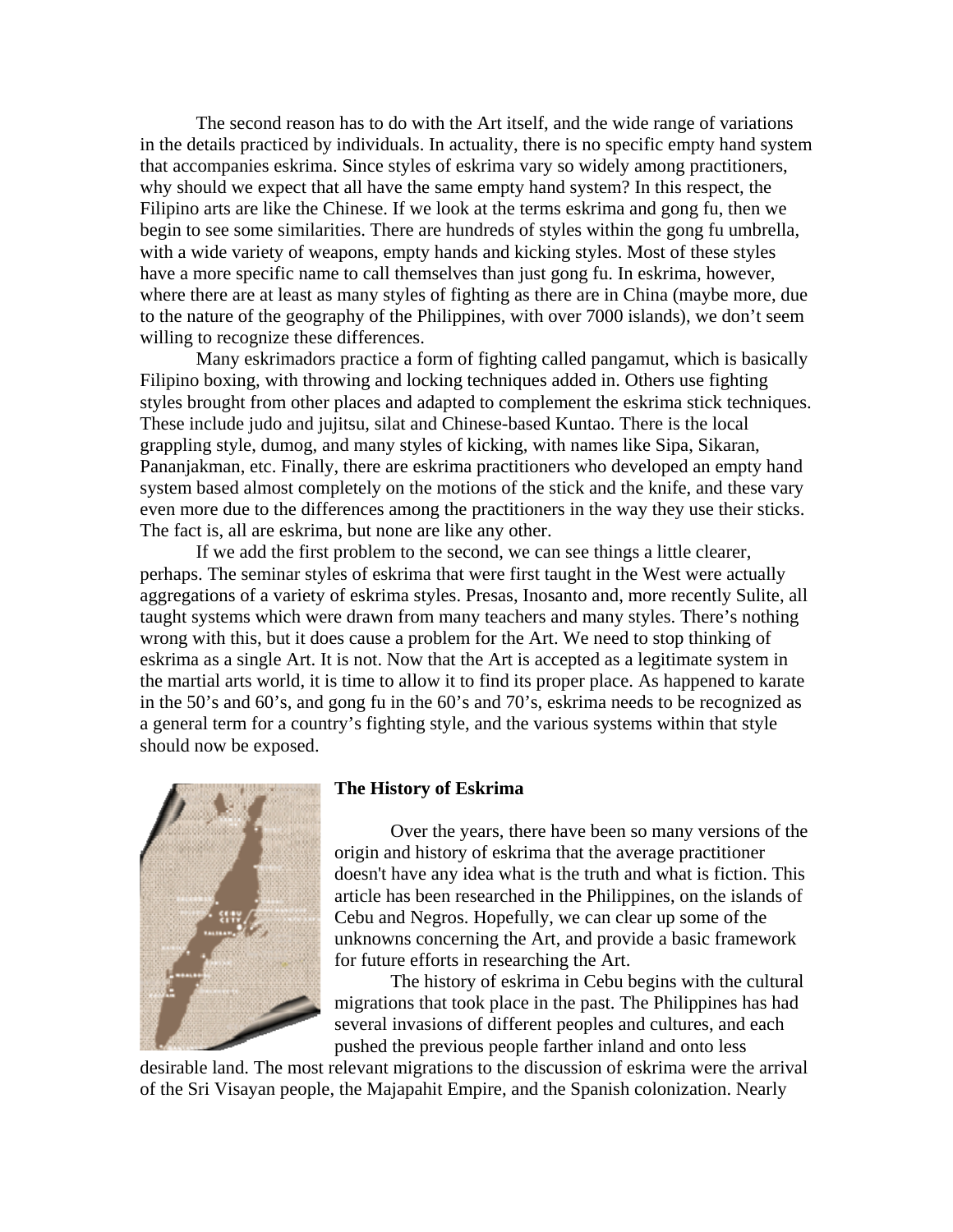The second reason has to do with the Art itself, and the wide range of variations in the details practiced by individuals. In actuality, there is no specific empty hand system that accompanies eskrima. Since styles of eskrima vary so widely among practitioners, why should we expect that all have the same empty hand system? In this respect, the Filipino arts are like the Chinese. If we look at the terms eskrima and gong fu, then we begin to see some similarities. There are hundreds of styles within the gong fu umbrella, with a wide variety of weapons, empty hands and kicking styles. Most of these styles have a more specific name to call themselves than just gong fu. In eskrima, however, where there are at least as many styles of fighting as there are in China (maybe more, due to the nature of the geography of the Philippines, with over 7000 islands), we don't seem willing to recognize these differences.

Many eskrimadors practice a form of fighting called pangamut, which is basically Filipino boxing, with throwing and locking techniques added in. Others use fighting styles brought from other places and adapted to complement the eskrima stick techniques. These include judo and jujitsu, silat and Chinese-based Kuntao. There is the local grappling style, dumog, and many styles of kicking, with names like Sipa, Sikaran, Pananjakman, etc. Finally, there are eskrima practitioners who developed an empty hand system based almost completely on the motions of the stick and the knife, and these vary even more due to the differences among the practitioners in the way they use their sticks. The fact is, all are eskrima, but none are like any other.

If we add the first problem to the second, we can see things a little clearer, perhaps. The seminar styles of eskrima that were first taught in the West were actually aggregations of a variety of eskrima styles. Presas, Inosanto and, more recently Sulite, all taught systems which were drawn from many teachers and many styles. There's nothing wrong with this, but it does cause a problem for the Art. We need to stop thinking of eskrima as a single Art. It is not. Now that the Art is accepted as a legitimate system in the martial arts world, it is time to allow it to find its proper place. As happened to karate in the 50's and 60's, and gong fu in the 60's and 70's, eskrima needs to be recognized as a general term for a country's fighting style, and the various systems within that style should now be exposed.

## The History of Eskrima

Over the years, there have been so many versions of the origin and history of eskrima that the average practitioner doesn't have any idea what is the truth and what is fiction. This article has been researched in the Philippines, on the islands of Cebu and Negros. Hopefully, we can clear up some of the unknowns concerning the Art, and provide a basic framework for future efforts in researching the Art.

The history of eskrima in Cebu begins with the cultural migrations that took place in the past. The Philippines has had several invasions of different peoples and cultures, and each pushed the previous people farther inland and onto less desirable land. The most relevant migrations to the discussion of eskrima were the arrival of the Sri Visayan people, the Majapahit Empire, and the Spanish colonization. Nearly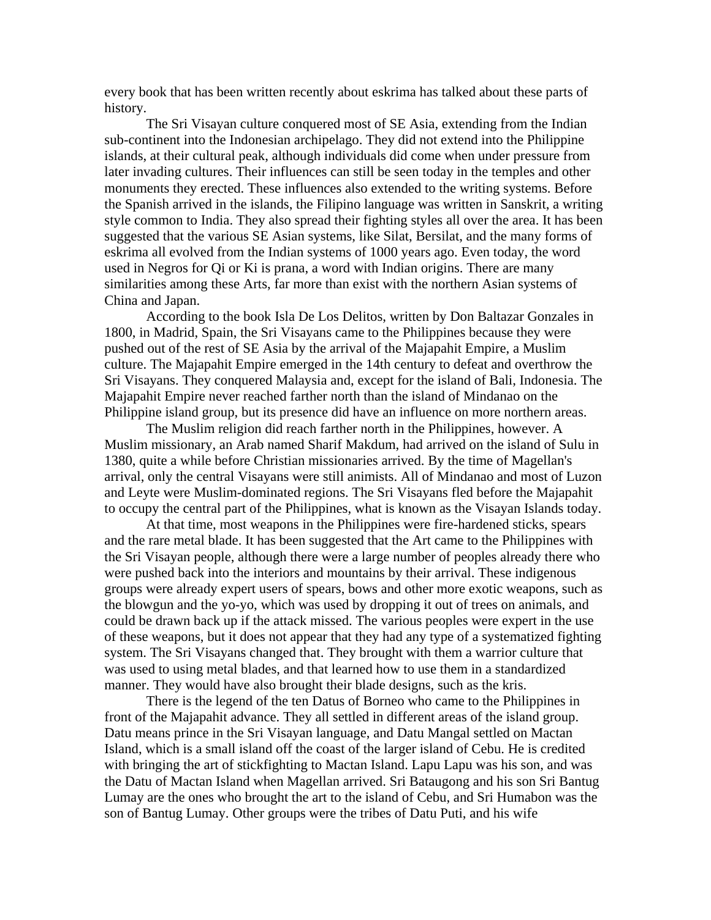every book that has been written recently about eskrima has talked about these parts of history.

The Sri Visayan culture conquered most of SE Asia, extending from the Indian sub-continent into the Indonesian archipelago. They did not extend into the Philippine islands, at their cultural peak, although individuals did come when under pressure from later invading cultures. Their influences can still be seen today in the temples and other monuments they erected. These influences also extended to the writing systems. Before the Spanish arrived in the islands, the Filipino language was written in Sanskrit, a writing style common to India. They also spread their fighting styles all over the area. It has been suggested that the various SE Asian systems, like Silat, Bersilat, and the many forms of eskrima all evolved from the Indian systems of 1000 years ago. Even today, the word used in Negros for Qi or Ki is prana, a word with Indian origins. There are many similarities among these Arts, far more than exist with the northern Asian systems of China and Japan.

According to the book Isla De Los Delitos, written by Don Baltazar Gonzales in 1800, in Madrid, Spain, the Sri Visayans came to the Philippines because they were pushed out of the rest of SE Asia by the arrival of the Majapahit Empire, a Muslim culture. The Majapahit Empire emerged in the 14th century to defeat and overthrow the Sri Visayans. They conquered Malaysia and, except for the island of Bali, Indonesia. The Majapahit Empire never reached farther north than the island of Mindanao on the Philippine island group, but its presence did have an influence on more northern areas.

The Muslim religion did reach farther north in the Philippines, however. A Muslim missionary, an Arab named Sharif Makdum, had arrived on the island of Sulu in 1380, quite a while before Christian missionaries arrived. By the time of Magellan's arrival, only the central Visayans were still animists. All of Mindanao and most of Luzon and Leyte were Muslim-dominated regions. The Sri Visayans fled before the Majapahit to occupy the central part of the Philippines, what is known as the Visayan Islands today.

At that time, most weapons in the Philippines were fire-hardened sticks, spears and the rare metal blade. It has been suggested that the Art came to the Philippines with the Sri Visayan people, although there were a large number of peoples already there who were pushed back into the interiors and mountains by their arrival. These indigenous groups were already expert users of spears, bows and other more exotic weapons, such as the blowgun and the yo-yo, which was used by dropping it out of trees on animals, and could be drawn back up if the attack missed. The various peoples were expert in the use of these weapons, but it does not appear that they had any type of a systematized fighting system. The Sri Visayans changed that. They brought with them a warrior culture that was used to using metal blades, and that learned how to use them in a standardized manner. They would have also brought their blade designs, such as the kris.

There is the legend of the ten Datus of Borneo who came to the Philippines in front of the Majapahit advance. They all settled in different areas of the island group. Datu means prince in the Sri Visayan language, and Datu Mangal settled on Mactan Island, which is a small island off the coast of the larger island of Cebu. He is credited with bringing the art of stickfighting to Mactan Island. Lapu Lapu was his son, and was the Datu of Mactan Island when Magellan arrived. Sri Bataugong and his son Sri Bantug Lumay are the ones who brought the art to the island of Cebu, and Sri Humabon was the son of Bantug Lumay. Other groups were the tribes of Datu Puti, and his wife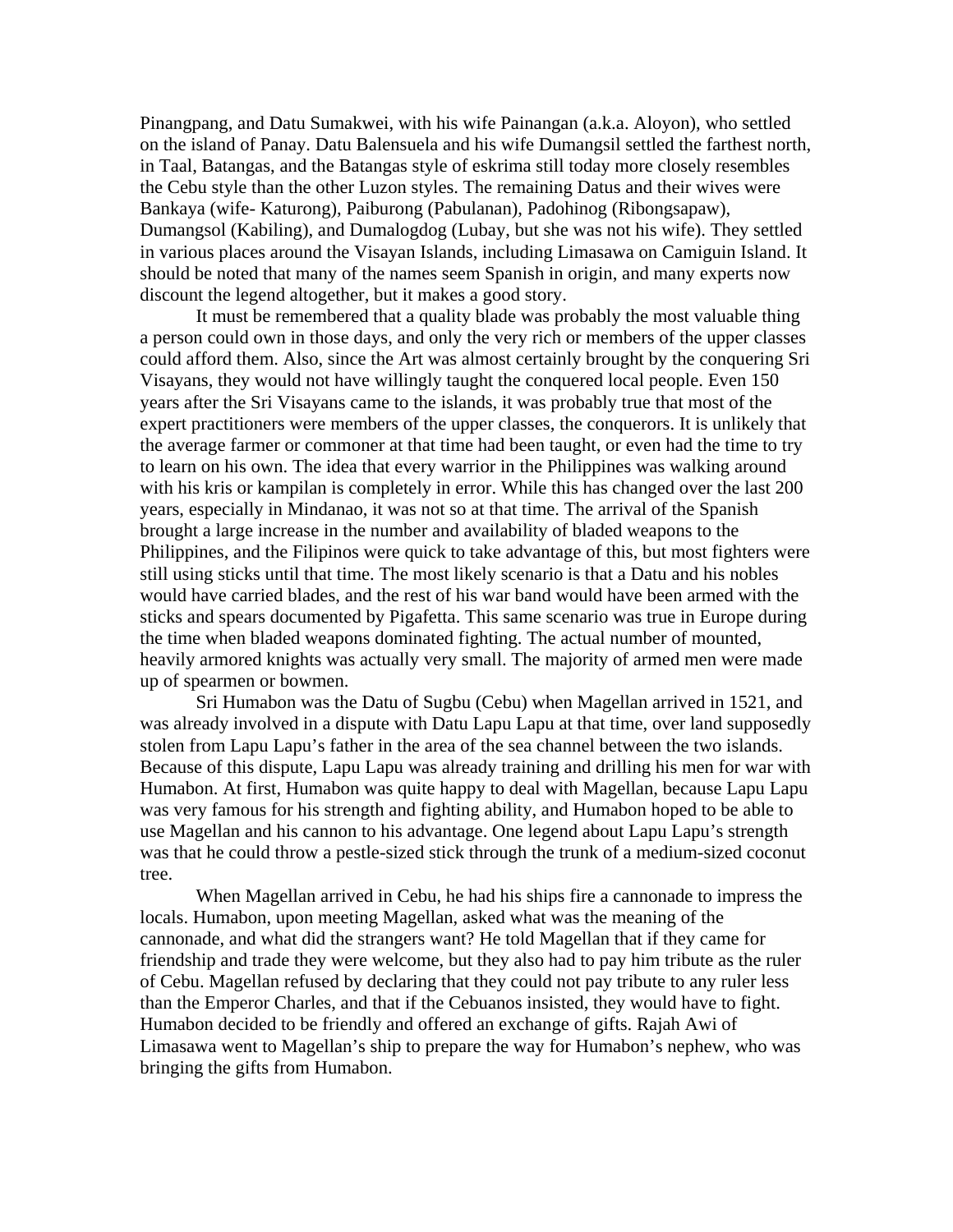Pinangpang, and Datu Sumakwei, with his wife Painangan (a.k.a. Aloyon), who settled on the island of Panay. Datu Balensuela and his wife Dumangsil settled the farthest north, in Taal, Batangas, and the Batangas style of eskrima still today more closely resembles the Cebu style than the other Luzon styles. The remaining Datus and their wives were Bankaya (wife- Katurong), Paiburong (Pabulanan), Padohinog (Ribongsapaw), Dumangsol (Kabiling), and Dumalogdog (Lubay, but she was not his wife). They settled in various places around the Visayan Islands, including Limasawa on Camiguin Island. It should be noted that many of the names seem Spanish in origin, and many experts now discount the legend altogether, but it makes a good story.

It must be remembered that a quality blade was probably the most valuable thing a person could own in those days, and only the very rich or members of the upper classes could afford them. Also, since the Art was almost certainly brought by the conquering Sri Visayans, they would not have willingly taught the conquered local people. Even 150 years after the Sri Visayans came to the islands, it was probably true that most of the expert practitioners were members of the upper classes, the conquerors. It is unlikely that the average farmer or commoner at that time had been taught, or even had the time to try to learn on his own. The idea that every warrior in the Philippines was walking around with his kris or kampilan is completely in error. While this has changed over the last 200 years, especially in Mindanao, it was not so at that time. The arrival of the Spanish brought a large increase in the number and availability of bladed weapons to the Philippines, and the Filipinos were quick to take advantage of this, but most fighters were still using sticks until that time. The most likely scenario is that a Datu and his nobles would have carried blades, and the rest of his war band would have been armed with the sticks and spears documented by Pigafetta. This same scenario was true in Europe during the time when bladed weapons dominated fighting. The actual number of mounted, heavily armored knights was actually very small. The majority of armed men were made up of spearmen or bowmen.

Sri Humabon was the Datu of Sugbu (Cebu) when Magellan arrived in 1521, and was already involved in a dispute with Datu Lapu Lapu at that time, over land supposedly stolen from Lapu Lapu's father in the area of the sea channel between the two islands. Because of this dispute, Lapu Lapu was already training and drilling his men for war with Humabon. At first, Humabon was quite happy to deal with Magellan, because Lapu Lapu was very famous for his strength and fighting ability, and Humabon hoped to be able to use Magellan and his cannon to his advantage. One legend about Lapu Lapu's strength was that he could throw a pestle-sized stick through the trunk of a medium-sized coconut tree.

When Magellan arrived in Cebu, he had his ships fire a cannonade to impress the locals. Humabon, upon meeting Magellan, asked what was the meaning of the cannonade, and what did the strangers want? He told Magellan that if they came for friendship and trade they were welcome, but they also had to pay him tribute as the ruler of Cebu. Magellan refused by declaring that they could not pay tribute to any ruler less than the Emperor Charles, and that if the Cebuanos insisted, they would have to fight. Humabon decided to be friendly and offered an exchange of gifts. Rajah Awi of Limasawa went to Magellan's ship to prepare the way for Humabon's nephew, who was bringing the gifts from Humabon.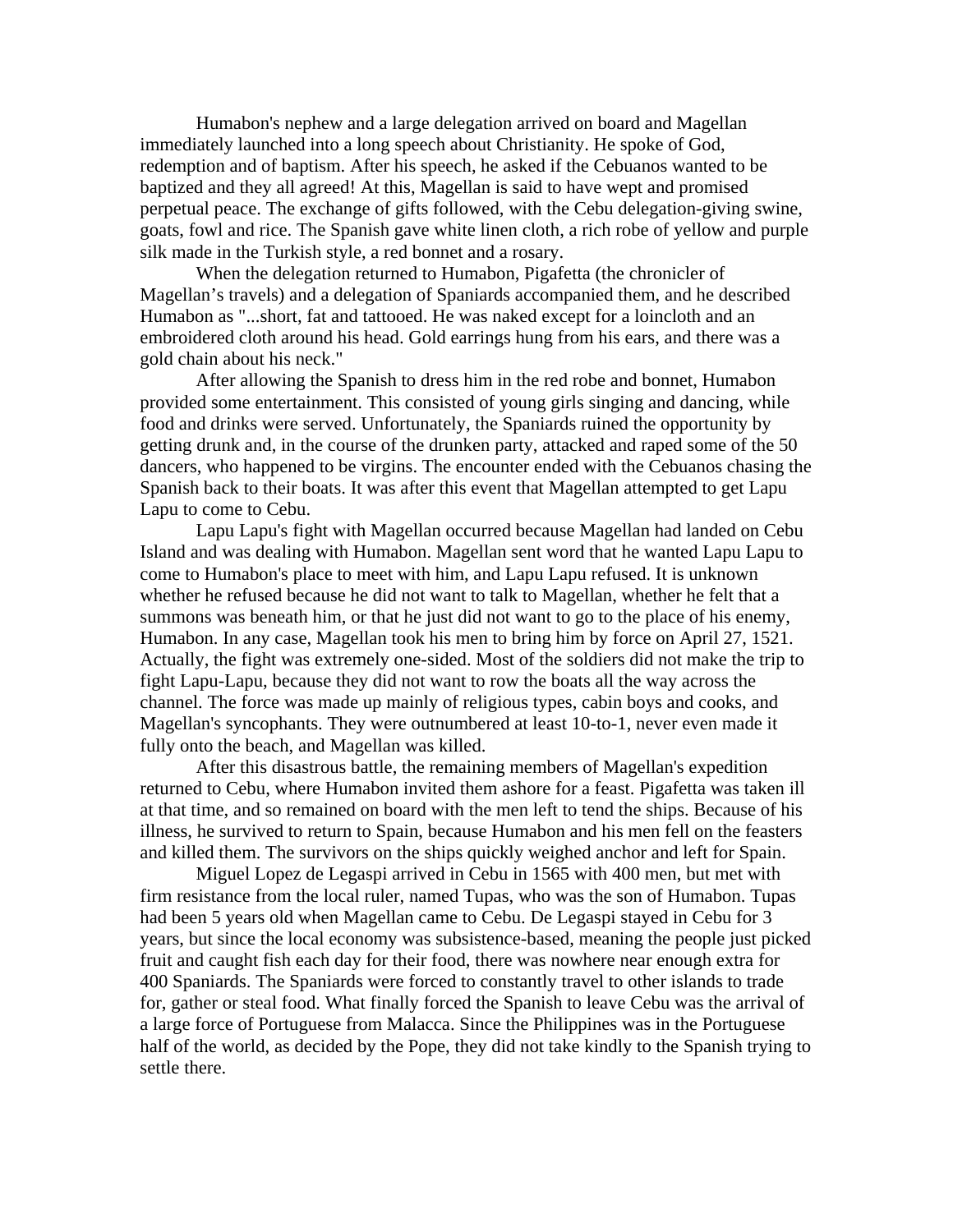Humabon's nephew and a large delegation arrived on board and Magellan immediately launched into a long speech about Christianity. He spoke of God, redemption and of baptism. After his speech, he asked if the Cebuanos wanted to be baptized and they all agreed! At this, Magellan is said to have wept and promised perpetual peace. The exchange of gifts followed, with the Cebu delegation-giving swine, goats, fowl and rice. The Spanish gave white linen cloth, a rich robe of yellow and purple silk made in the Turkish style, a red bonnet and a rosary.

When the delegation returned to Humabon, Pigafetta (the chronicler of Magellan's travels) and a delegation of Spaniards accompanied them, and he described Humabon as "...short, fat and tattooed. He was naked except for a loincloth and an embroidered cloth around his head. Gold earrings hung from his ears, and there was a gold chain about his neck."

After allowing the Spanish to dress him in the red robe and bonnet, Humabon provided some entertainment. This consisted of young girls singing and dancing, while food and drinks were served. Unfortunately, the Spaniards ruined the opportunity by getting drunk and, in the course of the drunken party, attacked and raped some of the 50 dancers, who happened to be virgins. The encounter ended with the Cebuanos chasing the Spanish back to their boats. It was after this event that Magellan attempted to get Lapu Lapu to come to Cebu.

Lapu Lapu's fight with Magellan occurred because Magellan had landed on Cebu Island and was dealing with Humabon. Magellan sent word that he wanted Lapu Lapu to come to Humabon's place to meet with him, and Lapu Lapu refused. It is unknown whether he refused because he did not want to talk to Magellan, whether he felt that a summons was beneath him, or that he just did not want to go to the place of his enemy, Humabon. In any case, Magellan took his men to bring him by force on April 27, 1521. Actually, the fight was extremely one-sided. Most of the soldiers did not make the trip to fight Lapu-Lapu, because they did not want to row the boats all the way across the channel. The force was made up mainly of religious types, cabin boys and cooks, and Magellan's syncophants. They were outnumbered at least 10-to-1, never even made it fully onto the beach, and Magellan was killed.

After this disastrous battle, the remaining members of Magellan's expedition returned to Cebu, where Humabon invited them ashore for a feast. Pigafetta was taken ill at that time, and so remained on board with the men left to tend the ships. Because of his illness, he survived to return to Spain, because Humabon and his men fell on the feasters and killed them. The survivors on the ships quickly weighed anchor and left for Spain.

Miguel Lopez de Legaspi arrived in Cebu in 1565 with 400 men, but met with firm resistance from the local ruler, named Tupas, who was the son of Humabon. Tupas had been 5 years old when Magellan came to Cebu. De Legaspi stayed in Cebu for 3 years, but since the local economy was subsistence-based, meaning the people just picked fruit and caught fish each day for their food, there was nowhere near enough extra for 400 Spaniards. The Spaniards were forced to constantly travel to other islands to trade for, gather or steal food. What finally forced the Spanish to leave Cebu was the arrival of a large force of Portuguese from Malacca. Since the Philippines was in the Portuguese half of the world, as decided by the Pope, they did not take kindly to the Spanish trying to settle there.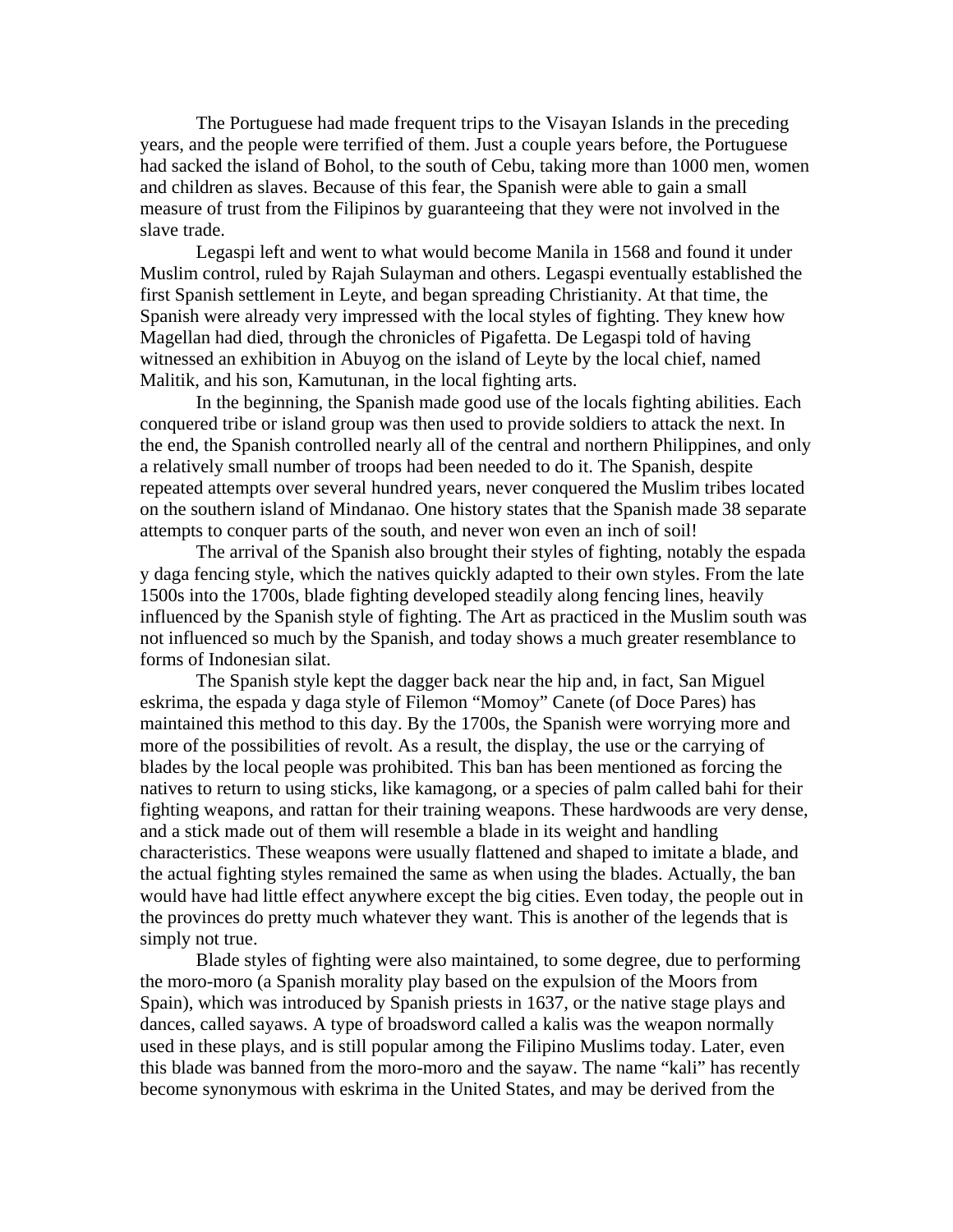The Portuguese had made frequent trips to the Visayan Islands in the preceding years, and the people were terrified of them. Just a couple years before, the Portuguese had sacked the island of Bohol, to the south of Cebu, taking more than 1000 men, women and children as slaves. Because of this fear, the Spanish were able to gain a small measure of trust from the Filipinos by guaranteeing that they were not involved in the slave trade.

Legaspi left and went to what would become Manila in 1568 and found it under Muslim control, ruled by Rajah Sulayman and others. Legaspi eventually established the first Spanish settlement in Leyte, and began spreading Christianity. At that time, the Spanish were already very impressed with the local styles of fighting. They knew how Magellan had died, through the chronicles of Pigafetta. De Legaspi told of having witnessed an exhibition in Abuyog on the island of Leyte by the local chief, named Malitik, and his son, Kamutunan, in the local fighting arts.

In the beginning, the Spanish made good use of the locals fighting abilities. Each conquered tribe or island group was then used to provide soldiers to attack the next. In the end, the Spanish controlled nearly all of the central and northern Philippines, and only a relatively small number of troops had been needed to do it. The Spanish, despite repeated attempts over several hundred years, never conquered the Muslim tribes located on the southern island of Mindanao. One history states that the Spanish made 38 separate attempts to conquer parts of the south, and never won even an inch of soil!

The arrival of the Spanish also brought their styles of fighting, notably the espada y daga fencing style, which the natives quickly adapted to their own styles. From the late 1500s into the 1700s, blade fighting developed steadily along fencing lines, heavily influenced by the Spanish style of fighting. The Art as practiced in the Muslim south was not influenced so much by the Spanish, and today shows a much greater resemblance to forms of Indonesian silat.

The Spanish style kept the dagger back near the hip and, in fact, San Miguel eskrima, the espada y daga style of Filemon "Momoy" Canete (of Doce Pares) has maintained this method to this day. By the 1700s, the Spanish were worrying more and more of the possibilities of revolt. As a result, the display, the use or the carrying of blades by the local people was prohibited. This ban has been mentioned as forcing the natives to return to using sticks, like kamagong, or a species of palm called bahi for their fighting weapons, and rattan for their training weapons. These hardwoods are very dense, and a stick made out of them will resemble a blade in its weight and handling characteristics. These weapons were usually flattened and shaped to imitate a blade, and the actual fighting styles remained the same as when using the blades. Actually, the ban would have had little effect anywhere except the big cities. Even today, the people out in the provinces do pretty much whatever they want. This is another of the legends that is simply not true.

Blade styles of fighting were also maintained, to some degree, due to performing the moro-moro (a Spanish morality play based on the expulsion of the Moors from Spain), which was introduced by Spanish priests in 1637, or the native stage plays and dances, called sayaws. A type of broadsword called a kalis was the weapon normally used in these plays, and is still popular among the Filipino Muslims today. Later, even this blade was banned from the moro-moro and the sayaw. The name "kali" has recently become synonymous with eskrima in the United States, and may be derived from the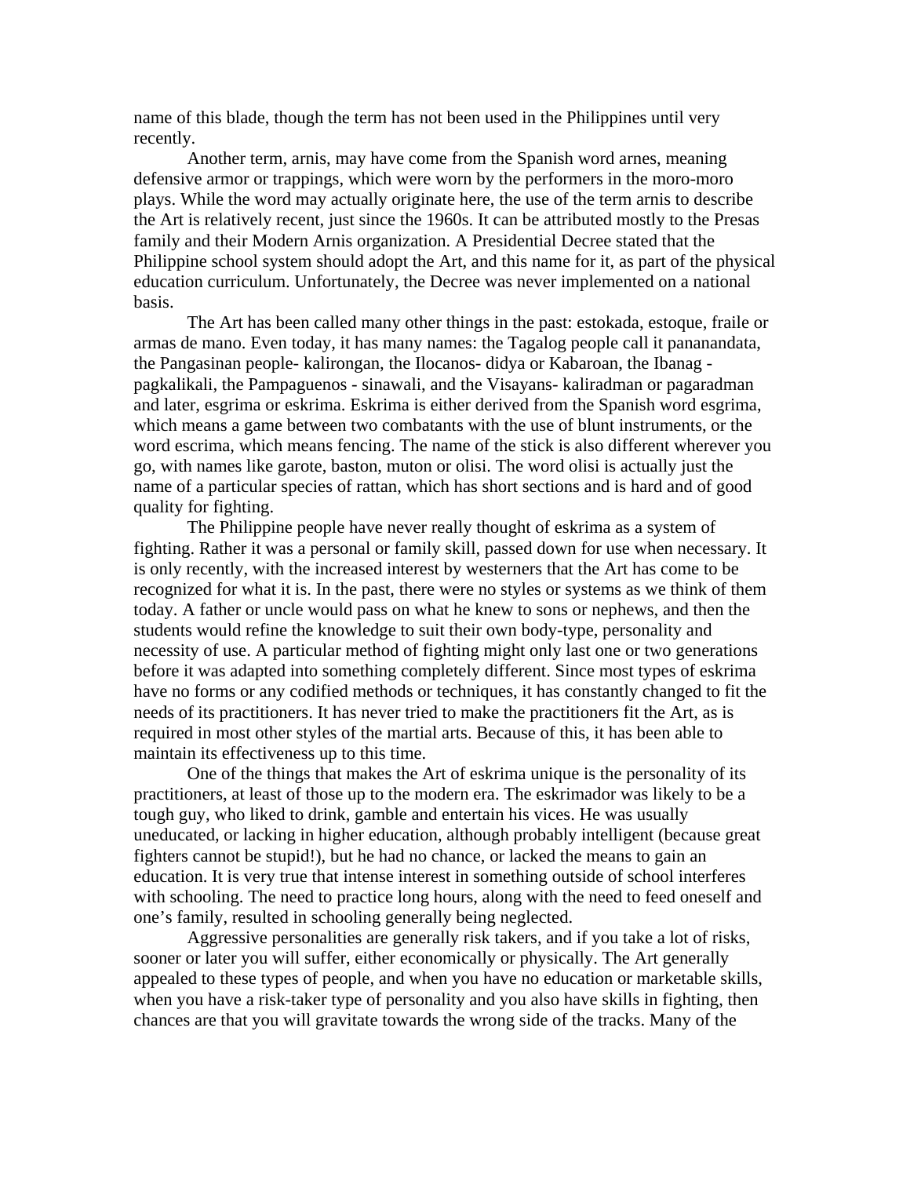name of this blade, though the term has not been used in the Philippines until very recently.

Another term, arnis, may have come from the Spanish word arnes, meaning defensive armor or trappings, which were worn by the performers in the moro-moro plays. While the word may actually originate here, the use of the term arnis to describe the Art is relatively recent, just since the 1960s. It can be attributed mostly to the Presas family and their Modern Arnis organization. A Presidential Decree stated that the Philippine school system should adopt the Art, and this name for it, as part of the physical education curriculum. Unfortunately, the Decree was never implemented on a national basis.

The Art has been called many other things in the past: estokada, estoque, fraile or armas de mano. Even today, it has many names: the Tagalog people call it pananandata, the Pangasinan people- kalirongan, the Ilocanos- didya or Kabaroan, the Ibanag - pagkalikali, the Pampaguenos - sinawali, and the Visayans- kaliradman or pagaradman and later, esgrima or eskrima. Eskrima is either derived from the Spanish word esgrima, which means a game between two combatants with the use of blunt instruments, or the word escrima, which means fencing. The name of the stick is also different wherever you go, with names like garote, baston, muton or olisi. The word olisi is actually just the name of a particular species of rattan, which has short sections and is hard and of good quality for fighting.

The Philippine people have never really thought of eskrima as a system of fighting. Rather it was a personal or family skill, passed down for use when necessary. It is only recently, with the increased interest by westerners that the Art has come to be recognized for what it is. In the past, there were no styles or systems as we think of them today. A father or uncle would pass on what he knew to sons or nephews, and then the students would refine the knowledge to suit their own body-type, personality and necessity of use. A particular method of fighting might only last one or two generations before it was adapted into something completely different. Since most types of eskrima have no forms or any codified methods or techniques, it has constantly changed to fit the needs of its practitioners. It has never tried to make the practitioners fit the Art, as is required in most other styles of the martial arts. Because of this, it has been able to maintain its effectiveness up to this time.

One of the things that makes the Art of eskrima unique is the personality of its practitioners, at least of those up to the modern era. The eskrimador was likely to be a tough guy, who liked to drink, gamble and entertain his vices. He was usually uneducated, or lacking in higher education, although probably intelligent (because great fighters cannot be stupid!), but he had no chance, or lacked the means to gain an education. It is very true that intense interest in something outside of school interferes with schooling. The need to practice long hours, along with the need to feed oneself and one's family, resulted in schooling generally being neglected.

Aggressive personalities are generally risk takers, and if you take a lot of risks, sooner or later you will suffer, either economically or physically. The Art generally appealed to these types of people, and when you have no education or marketable skills, when you have a risk-taker type of personality and you also have skills in fighting, then chances are that you will gravitate towards the wrong side of the tracks. Many of the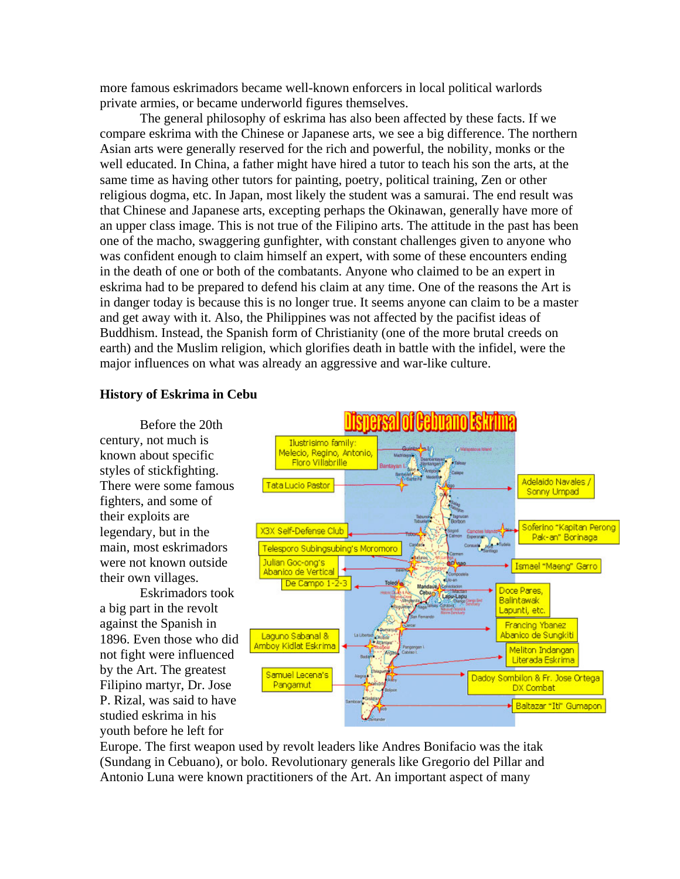more famous eskrimadors became well-known enforcers in local political warlords private armies, or became underworld figures themselves.

The general philosophy of eskrima has also been affected by these facts. If we compare eskrima with the Chinese or Japanese arts, we see a big difference. The northern Asian arts were generally reserved for the rich and powerful, the nobility, monks or the well educated. In China, a father might have hired a tutor to teach his son the arts, at the same time as having other tutors for painting, poetry, political training, Zen or other religious dogma, etc. In Japan, most likely the student was a samurai. The end result was that Chinese and Japanese arts, excepting perhaps the Okinawan, generally have more of an upper class image. This is not true of the Filipino arts. The attitude in the past has been one of the macho, swaggering gunfighter, with constant challenges given to anyone who was confident enough to claim himself an expert, with some of these encounters ending in the death of one or both of the combatants. Anyone who claimed to be an expert in eskrima had to be prepared to defend his claim at any time. One of the reasons the Art is in danger today is because this is no longer true. It seems anyone can claim to be a master and get away with it. Also, the Philippines was not affected by the pacifist ideas of Buddhism. Instead, the Spanish form of Christianity (one of the more brutal creeds on earth) and the Muslim religion, which glorifies death in battle with the infidel, were the major influences on what was already an aggressive and war-like culture.

**History of Eskrima in Cebu**

Before the 20th century, not much is known about specific styles of stickfighting. There were some famous fighters, and some of their exploits are legendary, but in the main, most eskrimadors were not known outside their own villages.

Eskrimadors took a big part in the revolt against the Spanish in 1896. Even those who did not fight were influenced by the Art. The greatest Filipino martyr, Dr. Jose P. Rizal, was said to have studied eskrima in his youth before he left for Europe. The first weapon used by revolt leaders like Andres Bonifacio was the itak (Sundang in Cebuano), or bolo. Revolutionary generals like Gregorio del Pillar and Antonio Luna were known practitioners of the Art. An important aspect of many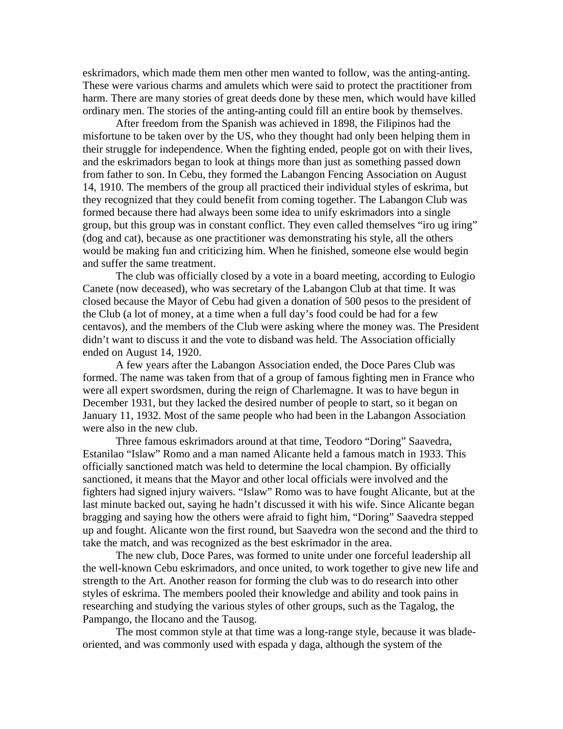eskrimadors, which made them men other men wanted to follow, was the anting-anting. These were various charms and amulets which were said to protect the practitioner from harm. There are many stories of great deeds done by these men, which would have killed ordinary men. The stories of the anting-anting could fill an entire book by themselves.

After freedom from the Spanish was achieved in 1898, the Filipinos had the misfortune to be taken over by the US, who they thought had only been helping them in their struggle for independence. When the fighting ended, people got on with their lives, and the eskrimadors began to look at things more than just as something passed down from father to son. In Cebu, they formed the Labangon Fencing Association on August 14, 1910. The members of the group all practiced their individual styles of eskrima, but they recognized that they could benefit from coming together. The Labangon Club was formed because there had always been some idea to unify eskrimadors into a single group, but this group was in constant conflict. They even called themselves "iro ug iring" (dog and cat), because as one practitioner was demonstrating his style, all the others would be making fun and criticizing him. When he finished, someone else would begin and suffer the same treatment.

The club was officially closed by a vote in a board meeting, according to Eulogio Canete (now deceased), who was secretary of the Labangon Club at that time. It was closed because the Mayor of Cebu had given a donation of 500 pesos to the president of the Club (a lot of money, at a time when a full day's food could be had for a few centavos), and the members of the Club were asking where the money was. The President didn't want to discuss it and the vote to disband was held. The Association officially ended on August 14, 1920.

A few years after the Labangon Association ended, the Doce Pares Club was formed. The name was taken from that of a group of famous fighting men in France who were all expert swordsmen, during the reign of Charlemagne. It was to have begun in December 1931, but they lacked the desired number of people to start, so it began on January 11, 1932. Most of the same people who had been in the Labangon Association were also in the new club.

Three famous eskrimadors around at that time, Teodoro "Doring" Saavedra, Estanilao "Islaw" Romo and a man named Alicante held a famous match in 1933. This officially sanctioned match was held to determine the local champion. By officially sanctioned, it means that the Mayor and other local officials were involved and the fighters had signed injury waivers. "Islaw" Romo was to have fought Alicante, but at the last minute backed out, saying he hadn't discussed it with his wife. Since Alicante began bragging and saying how the others were afraid to fight him, "Doring" Saavedra stepped up and fought. Alicante won the first round, but Saavedra won the second and the third to take the match, and was recognized as the best eskrimador in the area.

The new club, Doce Pares, was formed to unite under one forceful leadership all the well-known Cebu eskrimadors, and once united, to work together to give new life and strength to the Art. Another reason for forming the club was to do research into other styles of eskrima. The members pooled their knowledge and ability and took pains in researching and studying the various styles of other groups, such as the Tagalog, the Pampango, the Ilocano and the Tausog.

The most common style at that time was a long-range style, because it was blade-oriented, and was commonly used with espada y daga, although the system of the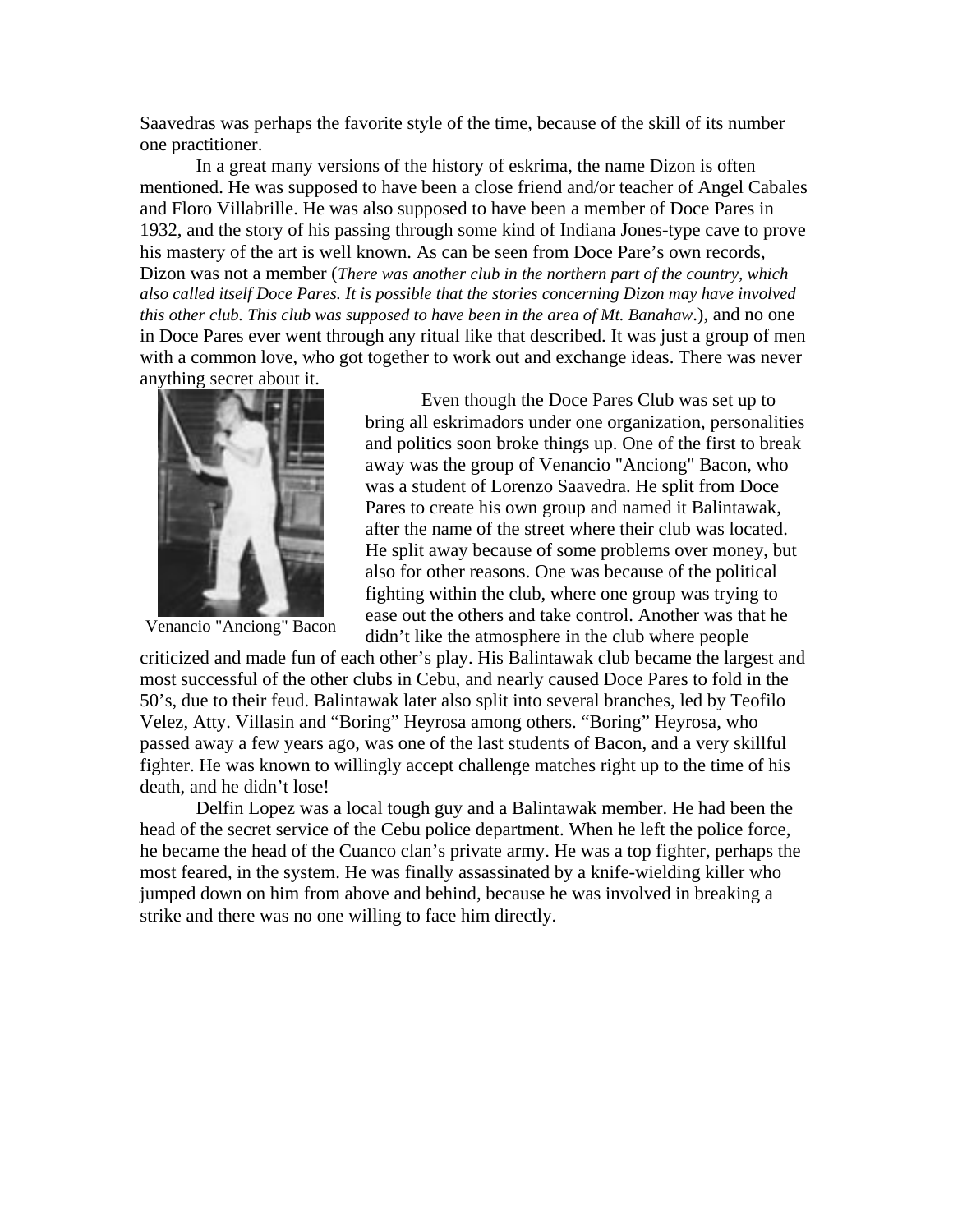Saavedras was perhaps the favorite style of the time, because of the skill of its number one practitioner.

In a great many versions of the history of eskrima, the name Dizon is often mentioned. He was supposed to have been a close friend and/or teacher of Angel Cabales and Floro Villabrille. He was also supposed to have been a member of Doce Pares in 1932, and the story of his passing through some kind of Indiana Jones-type cave to prove his mastery of the art is well known. As can be seen from Doce Pare's own records, Dizon was not a member (*There was another club in the northern part of the country, which also called itself Doce Pares. It is possible that the stories concerning Dizon may have involved this other club. This club was supposed to have been in the area of Mt. Banahaw*.), and no one in Doce Pares ever went through any ritual like that described. It was just a group of men with a common love, who got together to work out and exchange ideas. There was never anything secret about it.

Venancio "Anciong" Bacon

Even though the Doce Pares Club was set up to bring all eskrimadors under one organization, personalities and politics soon broke things up. One of the first to break away was the group of Venancio "Anciong" Bacon, who was a student of Lorenzo Saavedra. He split from Doce Pares to create his own group and named it Balintawak, after the name of the street where their club was located. He split away because of some problems over money, but also for other reasons. One was because of the political fighting within the club, where one group was trying to ease out the others and take control. Another was that he didn't like the atmosphere in the club where people criticized and made fun of each other's play. His Balintawak club became the largest and most successful of the other clubs in Cebu, and nearly caused Doce Pares to fold in the 50's, due to their feud. Balintawak later also split into several branches, led by Teofilo Velez, Atty. Villasin and "Boring" Heyrosa among others. "Boring" Heyrosa, who passed away a few years ago, was one of the last students of Bacon, and a very skillful fighter. He was known to willingly accept challenge matches right up to the time of his death, and he didn't lose!

Delfin Lopez was a local tough guy and a Balintawak member. He had been the head of the secret service of the Cebu police department. When he left the police force, he became the head of the Cuanco clan's private army. He was a top fighter, perhaps the most feared, in the system. He was finally assassinated by a knife-wielding killer who jumped down on him from above and behind, because he was involved in breaking a strike and there was no one willing to face him directly.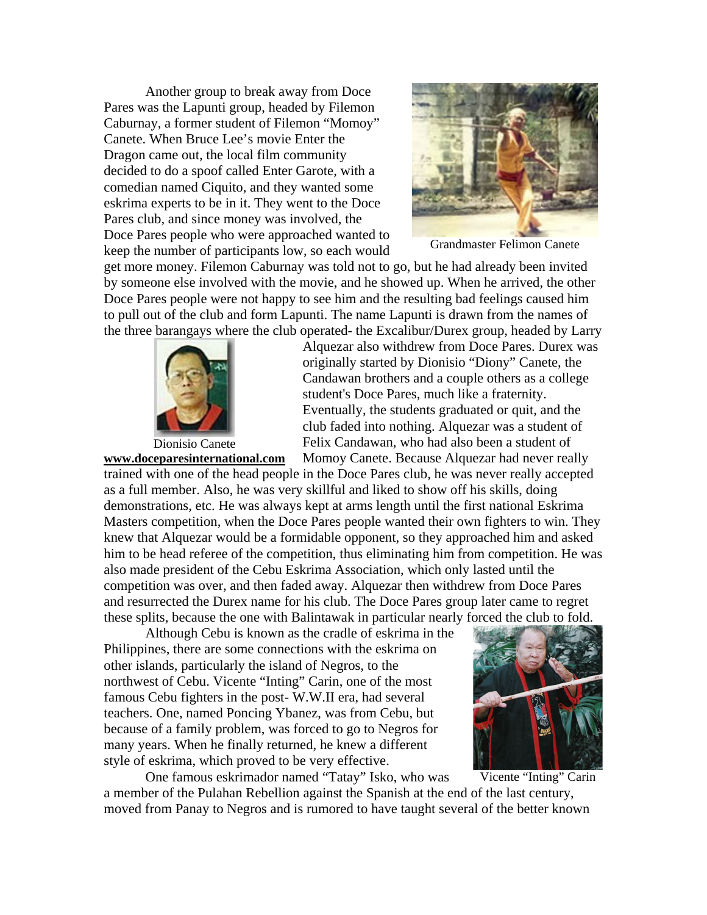Another group to break away from Doce Pares was the Lapunti group, headed by Filemon Caburnay, a former student of Filemon "Momoy" Canete. When Bruce Lee's movie Enter the Dragon came out, the local film community decided to do a spoof called Enter Garote, with a comedian named Ciquito, and they wanted some eskrima experts to be in it. They went to the Doce Pares club, and since money was involved, the Doce Pares people who were approached wanted to keep the number of participants low, so each would get more money. Filemon Caburnay was told not to go, but he had already been invited by someone else involved with the movie, and he showed up. When he arrived, the other Doce Pares people were not happy to see him and the resulting bad feelings caused him to pull out of the club and form Lapunti. The name Lapunti is drawn from the names of the three barangays where the club operated- the Excalibur/Durex group, headed by Larry Alquezar also withdrew from Doce Pares. Durex was originally started by Dionisio "Diony" Canete, the Candawan brothers and a couple others as a college student's Doce Pares, much like a fraternity. Eventually, the students graduated or quit, and the club faded into nothing. Alquezar was a student of Felix Candawan, who had also been a student of Momoy Canete. Because Alquezar had never really trained with one of the head people in the Doce Pares club, he was never really accepted as a full member. Also, he was very skillful and liked to show off his skills, doing demonstrations, etc. He was always kept at arms length until the first national Eskrima Masters competition, when the Doce Pares people wanted their own fighters to win. They knew that Alquezar would be a formidable opponent, so they approached him and asked him to be head referee of the competition, thus eliminating him from competition. He was also made president of the Cebu Eskrima Association, which only lasted until the competition was over, and then faded away. Alquezar then withdrew from Doce Pares and resurrected the Durex name for his club. The Doce Pares group later came to regret these splits, because the one with Balintawak in particular nearly forced the club to fold.

Grandmaster Felimon Canete

Dionisio Canete
**www.doceparesinternational.com**

Although Cebu is known as the cradle of eskrima in the Philippines, there are some connections with the eskrima on other islands, particularly the island of Negros, to the northwest of Cebu. Vicente "Inting" Carin, one of the most famous Cebu fighters in the post- W.W.II era, had several teachers. One, named Poncing Ybanez, was from Cebu, but because of a family problem, was forced to go to Negros for many years. When he finally returned, he knew a different style of eskrima, which proved to be very effective.

Vicente "Inting" Carin

One famous eskrimador named "Tatay" Isko, who was a member of the Pulahan Rebellion against the Spanish at the end of the last century, moved from Panay to Negros and is rumored to have taught several of the better known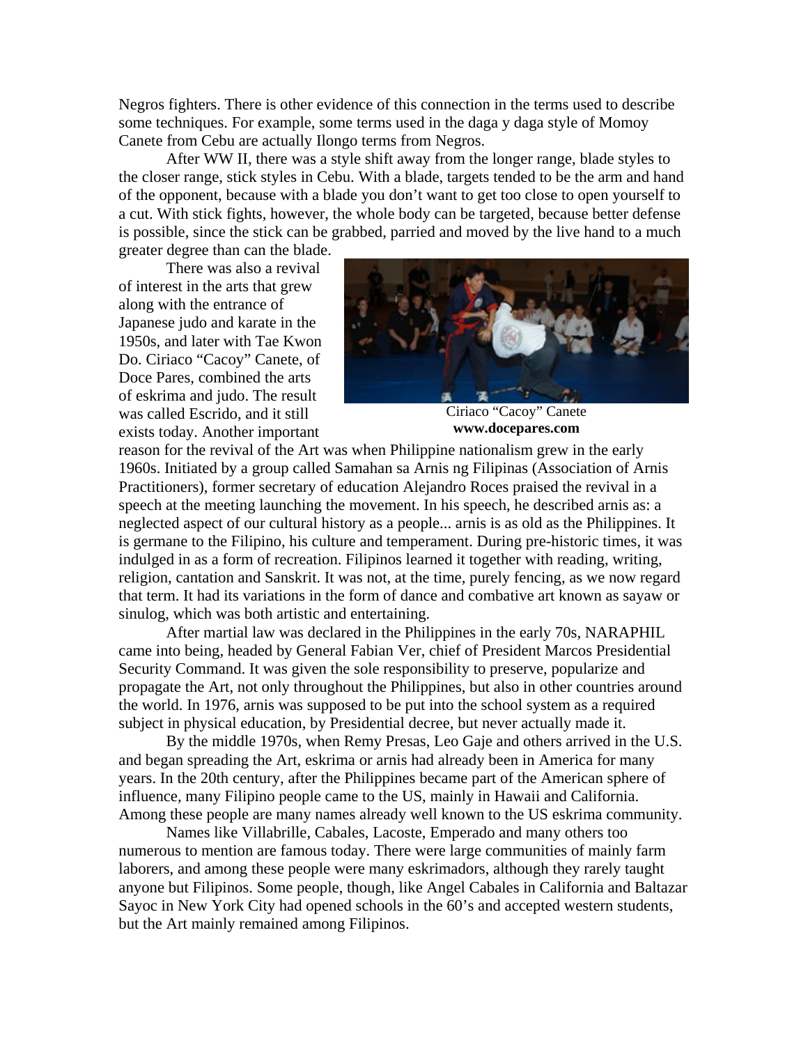Negros fighters. There is other evidence of this connection in the terms used to describe some techniques. For example, some terms used in the daga y daga style of Momoy Canete from Cebu are actually Ilongo terms from Negros.

After WW II, there was a style shift away from the longer range, blade styles to the closer range, stick styles in Cebu. With a blade, targets tended to be the arm and hand of the opponent, because with a blade you don't want to get too close to open yourself to a cut. With stick fights, however, the whole body can be targeted, because better defense is possible, since the stick can be grabbed, parried and moved by the live hand to a much greater degree than can the blade.

There was also a revival of interest in the arts that grew along with the entrance of Japanese judo and karate in the 1950s, and later with Tae Kwon Do. Ciriaco "Cacoy" Canete, of Doce Pares, combined the arts of eskrima and judo. The result was called Escrido, and it still exists today. Another important reason for the revival of the Art was when Philippine nationalism grew in the early 1960s. Initiated by a group called Samahan sa Arnis ng Filipinas (Association of Arnis Practitioners), former secretary of education Alejandro Roces praised the revival in a speech at the meeting launching the movement. In his speech, he described arnis as: a neglected aspect of our cultural history as a people... arnis is as old as the Philippines. It is germane to the Filipino, his culture and temperament. During pre-historic times, it was indulged in as a form of recreation. Filipinos learned it together with reading, writing, religion, cantation and Sanskrit. It was not, at the time, purely fencing, as we now regard that term. It had its variations in the form of dance and combative art known as sayaw or sinulog, which was both artistic and entertaining.

Ciriaco "Cacoy" Canete
**www.docepares.com**

After martial law was declared in the Philippines in the early 70s, NARAPHIL came into being, headed by General Fabian Ver, chief of President Marcos Presidential Security Command. It was given the sole responsibility to preserve, popularize and propagate the Art, not only throughout the Philippines, but also in other countries around the world. In 1976, arnis was supposed to be put into the school system as a required subject in physical education, by Presidential decree, but never actually made it.

By the middle 1970s, when Remy Presas, Leo Gaje and others arrived in the U.S. and began spreading the Art, eskrima or arnis had already been in America for many years. In the 20th century, after the Philippines became part of the American sphere of influence, many Filipino people came to the US, mainly in Hawaii and California. Among these people are many names already well known to the US eskrima community.

Names like Villabrille, Cabales, Lacoste, Emperado and many others too numerous to mention are famous today. There were large communities of mainly farm laborers, and among these people were many eskrimadors, although they rarely taught anyone but Filipinos. Some people, though, like Angel Cabales in California and Baltazar Sayoc in New York City had opened schools in the 60's and accepted western students, but the Art mainly remained among Filipinos.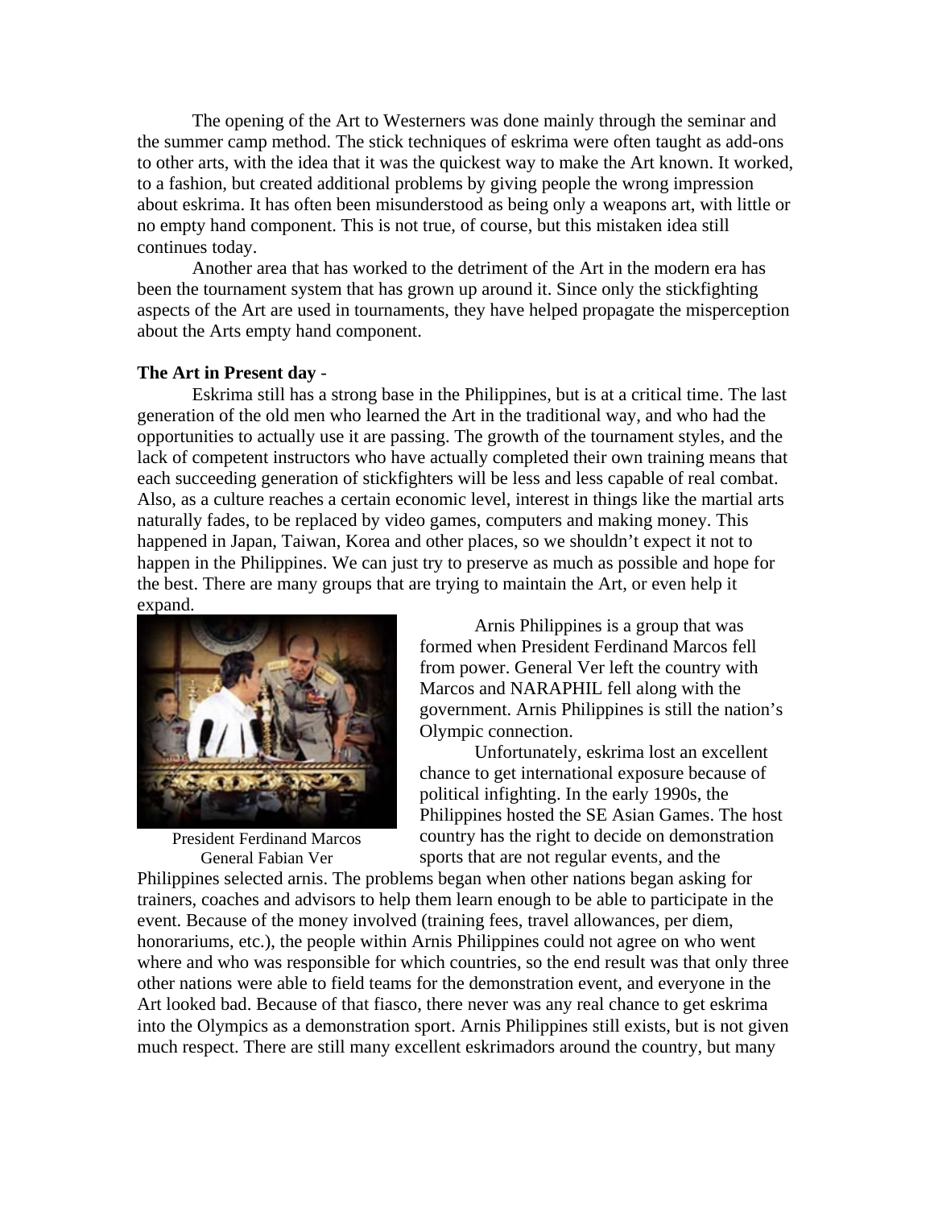The opening of the Art to Westerners was done mainly through the seminar and the summer camp method. The stick techniques of eskrima were often taught as add-ons to other arts, with the idea that it was the quickest way to make the Art known. It worked, to a fashion, but created additional problems by giving people the wrong impression about eskrima. It has often been misunderstood as being only a weapons art, with little or no empty hand component. This is not true, of course, but this mistaken idea still continues today.

Another area that has worked to the detriment of the Art in the modern era has been the tournament system that has grown up around it. Since only the stickfighting aspects of the Art are used in tournaments, they have helped propagate the misperception about the Arts empty hand component.

**The Art in Present day** -

Eskrima still has a strong base in the Philippines, but is at a critical time. The last generation of the old men who learned the Art in the traditional way, and who had the opportunities to actually use it are passing. The growth of the tournament styles, and the lack of competent instructors who have actually completed their own training means that each succeeding generation of stickfighters will be less and less capable of real combat. Also, as a culture reaches a certain economic level, interest in things like the martial arts naturally fades, to be replaced by video games, computers and making money. This happened in Japan, Taiwan, Korea and other places, so we shouldn't expect it not to happen in the Philippines. We can just try to preserve as much as possible and hope for the best. There are many groups that are trying to maintain the Art, or even help it expand.

President Ferdinand Marcos
General Fabian Ver

Arnis Philippines is a group that was formed when President Ferdinand Marcos fell from power. General Ver left the country with Marcos and NARAPHIL fell along with the government. Arnis Philippines is still the nation's Olympic connection.

Unfortunately, eskrima lost an excellent chance to get international exposure because of political infighting. In the early 1990s, the Philippines hosted the SE Asian Games. The host country has the right to decide on demonstration sports that are not regular events, and the Philippines selected arnis. The problems began when other nations began asking for trainers, coaches and advisors to help them learn enough to be able to participate in the event. Because of the money involved (training fees, travel allowances, per diem, honorariums, etc.), the people within Arnis Philippines could not agree on who went where and who was responsible for which countries, so the end result was that only three other nations were able to field teams for the demonstration event, and everyone in the Art looked bad. Because of that fiasco, there never was any real chance to get eskrima into the Olympics as a demonstration sport. Arnis Philippines still exists, but is not given much respect. There are still many excellent eskrimadors around the country, but many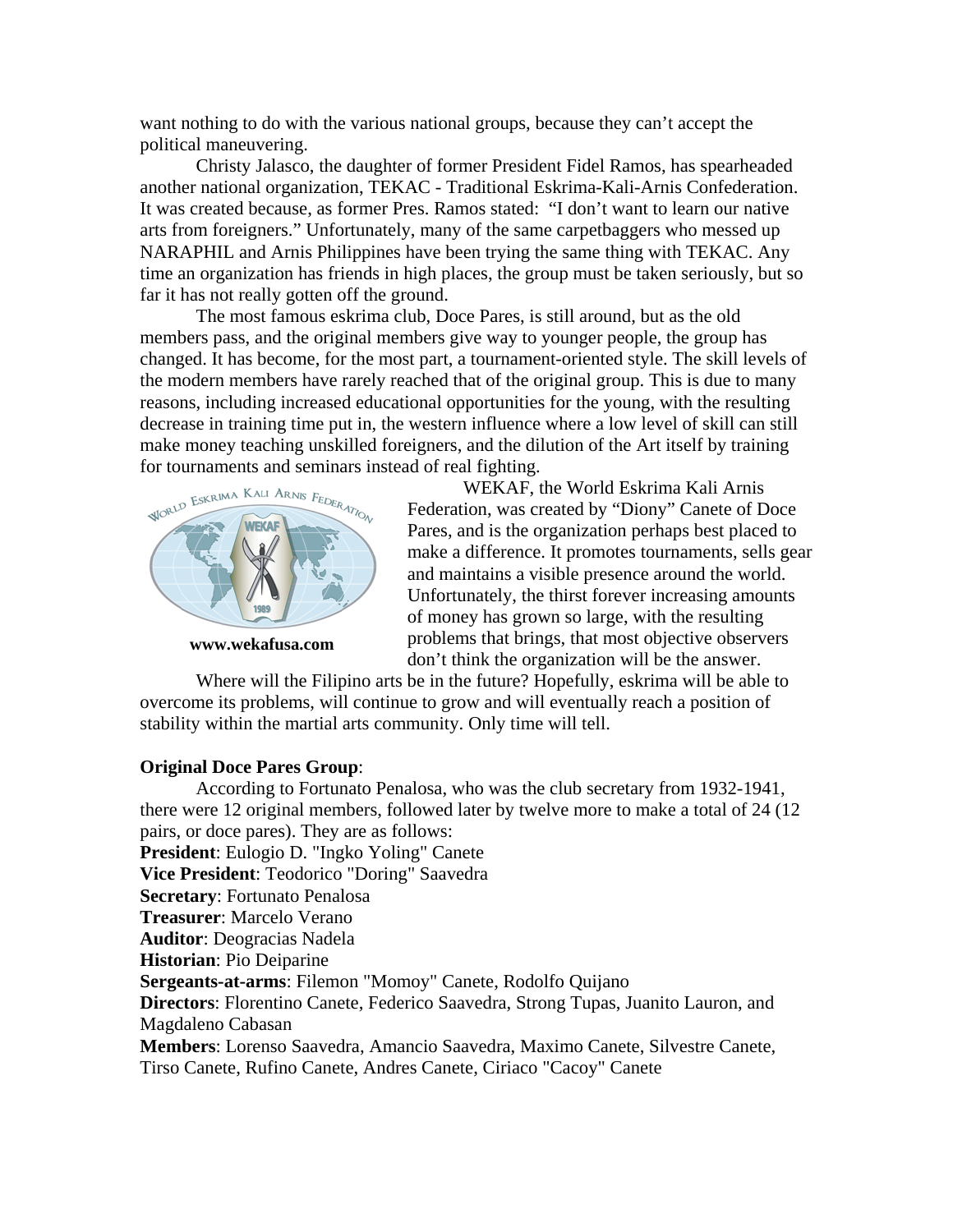want nothing to do with the various national groups, because they can't accept the political maneuvering.

Christy Jalasco, the daughter of former President Fidel Ramos, has spearheaded another national organization, TEKAC - Traditional Eskrima-Kali-Arnis Confederation. It was created because, as former Pres. Ramos stated: "I don't want to learn our native arts from foreigners." Unfortunately, many of the same carpetbaggers who messed up NARAPHIL and Arnis Philippines have been trying the same thing with TEKAC. Any time an organization has friends in high places, the group must be taken seriously, but so far it has not really gotten off the ground.

The most famous eskrima club, Doce Pares, is still around, but as the old members pass, and the original members give way to younger people, the group has changed. It has become, for the most part, a tournament-oriented style. The skill levels of the modern members have rarely reached that of the original group. This is due to many reasons, including increased educational opportunities for the young, with the resulting decrease in training time put in, the western influence where a low level of skill can still make money teaching unskilled foreigners, and the dilution of the Art itself by training for tournaments and seminars instead of real fighting.

**www.wekafusa.com**

WEKAF, the World Eskrima Kali Arnis Federation, was created by "Diony" Canete of Doce Pares, and is the organization perhaps best placed to make a difference. It promotes tournaments, sells gear and maintains a visible presence around the world. Unfortunately, the thirst forever increasing amounts of money has grown so large, with the resulting problems that brings, that most objective observers don't think the organization will be the answer.

Where will the Filipino arts be in the future? Hopefully, eskrima will be able to overcome its problems, will continue to grow and will eventually reach a position of stability within the martial arts community. Only time will tell.

**Original Doce Pares Group**:

According to Fortunato Penalosa, who was the club secretary from 1932-1941, there were 12 original members, followed later by twelve more to make a total of 24 (12 pairs, or doce pares). They are as follows:

**President**: Eulogio D. "Ingko Yoling" Canete
**Vice President**: Teodorico "Doring" Saavedra
**Secretary**: Fortunato Penalosa
**Treasurer**: Marcelo Verano
**Auditor**: Deogracias Nadela
**Historian**: Pio Deiparine
**Sergeants-at-arms**: Filemon "Momoy" Canete, Rodolfo Quijano
**Directors**: Florentino Canete, Federico Saavedra, Strong Tupas, Juanito Lauron, and Magdaleno Cabasan
**Members**: Lorenso Saavedra, Amancio Saavedra, Maximo Canete, Silvestre Canete, Tirso Canete, Rufino Canete, Andres Canete, Ciriaco "Cacoy" Canete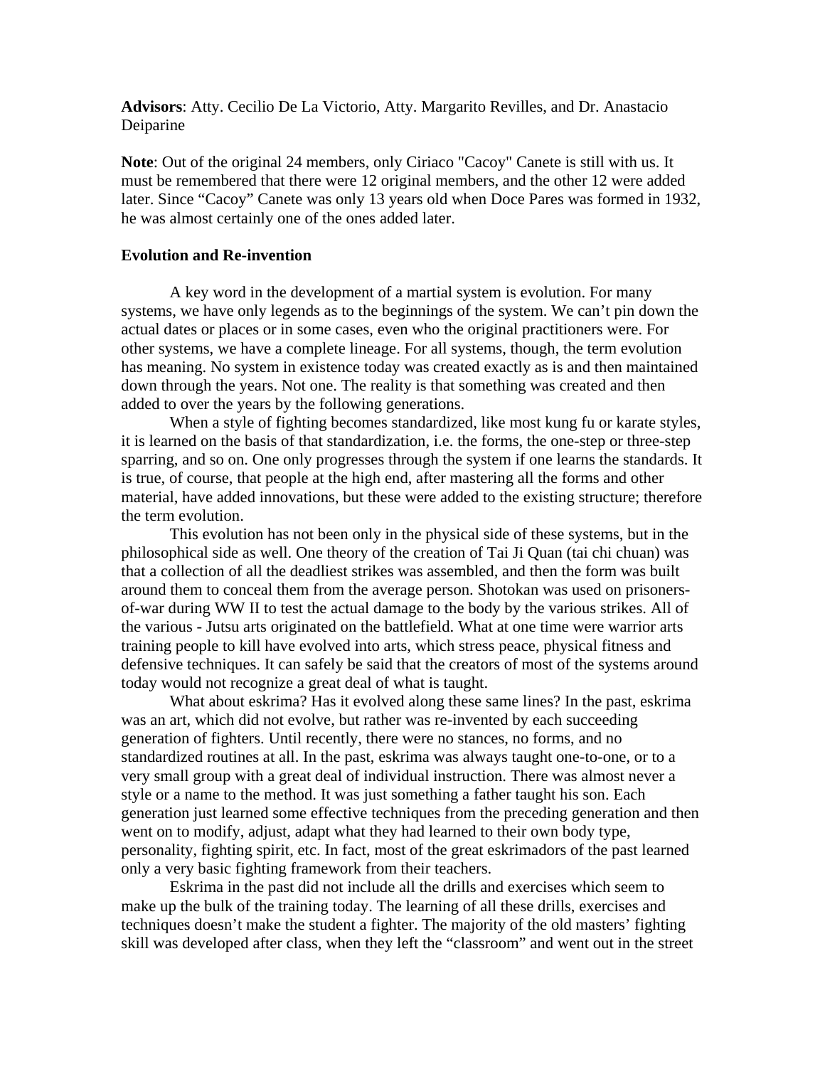**Advisors**: Atty. Cecilio De La Victorio, Atty. Margarito Revilles, and Dr. Anastacio Deiparine

**Note**: Out of the original 24 members, only Ciriaco "Cacoy" Canete is still with us. It must be remembered that there were 12 original members, and the other 12 were added later. Since "Cacoy" Canete was only 13 years old when Doce Pares was formed in 1932, he was almost certainly one of the ones added later.

**Evolution and Re-invention**

A key word in the development of a martial system is evolution. For many systems, we have only legends as to the beginnings of the system. We can't pin down the actual dates or places or in some cases, even who the original practitioners were. For other systems, we have a complete lineage. For all systems, though, the term evolution has meaning. No system in existence today was created exactly as is and then maintained down through the years. Not one. The reality is that something was created and then added to over the years by the following generations.

When a style of fighting becomes standardized, like most kung fu or karate styles, it is learned on the basis of that standardization, i.e. the forms, the one-step or three-step sparring, and so on. One only progresses through the system if one learns the standards. It is true, of course, that people at the high end, after mastering all the forms and other material, have added innovations, but these were added to the existing structure; therefore the term evolution.

This evolution has not been only in the physical side of these systems, but in the philosophical side as well. One theory of the creation of Tai Ji Quan (tai chi chuan) was that a collection of all the deadliest strikes was assembled, and then the form was built around them to conceal them from the average person. Shotokan was used on prisoners-of-war during WW II to test the actual damage to the body by the various strikes. All of the various - Jutsu arts originated on the battlefield. What at one time were warrior arts training people to kill have evolved into arts, which stress peace, physical fitness and defensive techniques. It can safely be said that the creators of most of the systems around today would not recognize a great deal of what is taught.

What about eskrima? Has it evolved along these same lines? In the past, eskrima was an art, which did not evolve, but rather was re-invented by each succeeding generation of fighters. Until recently, there were no stances, no forms, and no standardized routines at all. In the past, eskrima was always taught one-to-one, or to a very small group with a great deal of individual instruction. There was almost never a style or a name to the method. It was just something a father taught his son. Each generation just learned some effective techniques from the preceding generation and then went on to modify, adjust, adapt what they had learned to their own body type, personality, fighting spirit, etc. In fact, most of the great eskrimadors of the past learned only a very basic fighting framework from their teachers.

Eskrima in the past did not include all the drills and exercises which seem to make up the bulk of the training today. The learning of all these drills, exercises and techniques doesn't make the student a fighter. The majority of the old masters' fighting skill was developed after class, when they left the "classroom" and went out in the street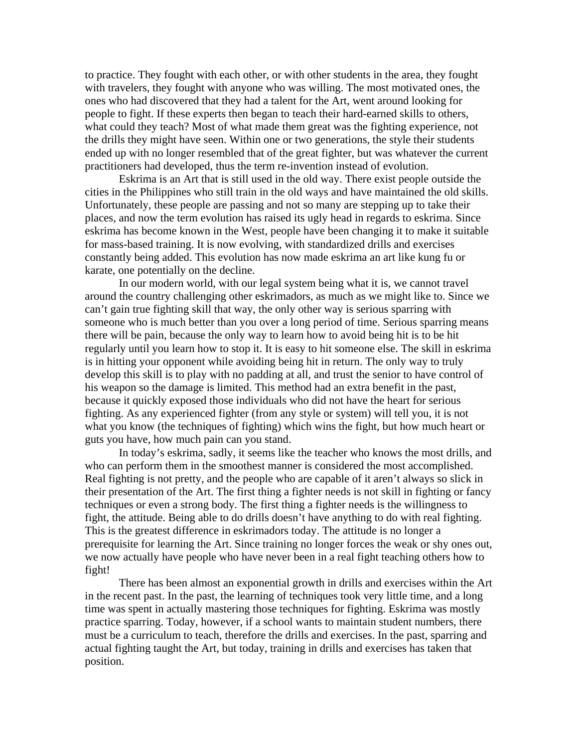to practice. They fought with each other, or with other students in the area, they fought with travelers, they fought with anyone who was willing. The most motivated ones, the ones who had discovered that they had a talent for the Art, went around looking for people to fight. If these experts then began to teach their hard-earned skills to others, what could they teach? Most of what made them great was the fighting experience, not the drills they might have seen. Within one or two generations, the style their students ended up with no longer resembled that of the great fighter, but was whatever the current practitioners had developed, thus the term re-invention instead of evolution.

Eskrima is an Art that is still used in the old way. There exist people outside the cities in the Philippines who still train in the old ways and have maintained the old skills. Unfortunately, these people are passing and not so many are stepping up to take their places, and now the term evolution has raised its ugly head in regards to eskrima. Since eskrima has become known in the West, people have been changing it to make it suitable for mass-based training. It is now evolving, with standardized drills and exercises constantly being added. This evolution has now made eskrima an art like kung fu or karate, one potentially on the decline.

In our modern world, with our legal system being what it is, we cannot travel around the country challenging other eskrimadors, as much as we might like to. Since we can't gain true fighting skill that way, the only other way is serious sparring with someone who is much better than you over a long period of time. Serious sparring means there will be pain, because the only way to learn how to avoid being hit is to be hit regularly until you learn how to stop it. It is easy to hit someone else. The skill in eskrima is in hitting your opponent while avoiding being hit in return. The only way to truly develop this skill is to play with no padding at all, and trust the senior to have control of his weapon so the damage is limited. This method had an extra benefit in the past, because it quickly exposed those individuals who did not have the heart for serious fighting. As any experienced fighter (from any style or system) will tell you, it is not what you know (the techniques of fighting) which wins the fight, but how much heart or guts you have, how much pain can you stand.

In today's eskrima, sadly, it seems like the teacher who knows the most drills, and who can perform them in the smoothest manner is considered the most accomplished. Real fighting is not pretty, and the people who are capable of it aren't always so slick in their presentation of the Art. The first thing a fighter needs is not skill in fighting or fancy techniques or even a strong body. The first thing a fighter needs is the willingness to fight, the attitude. Being able to do drills doesn't have anything to do with real fighting. This is the greatest difference in eskrimadors today. The attitude is no longer a prerequisite for learning the Art. Since training no longer forces the weak or shy ones out, we now actually have people who have never been in a real fight teaching others how to fight!

There has been almost an exponential growth in drills and exercises within the Art in the recent past. In the past, the learning of techniques took very little time, and a long time was spent in actually mastering those techniques for fighting. Eskrima was mostly practice sparring. Today, however, if a school wants to maintain student numbers, there must be a curriculum to teach, therefore the drills and exercises. In the past, sparring and actual fighting taught the Art, but today, training in drills and exercises has taken that position.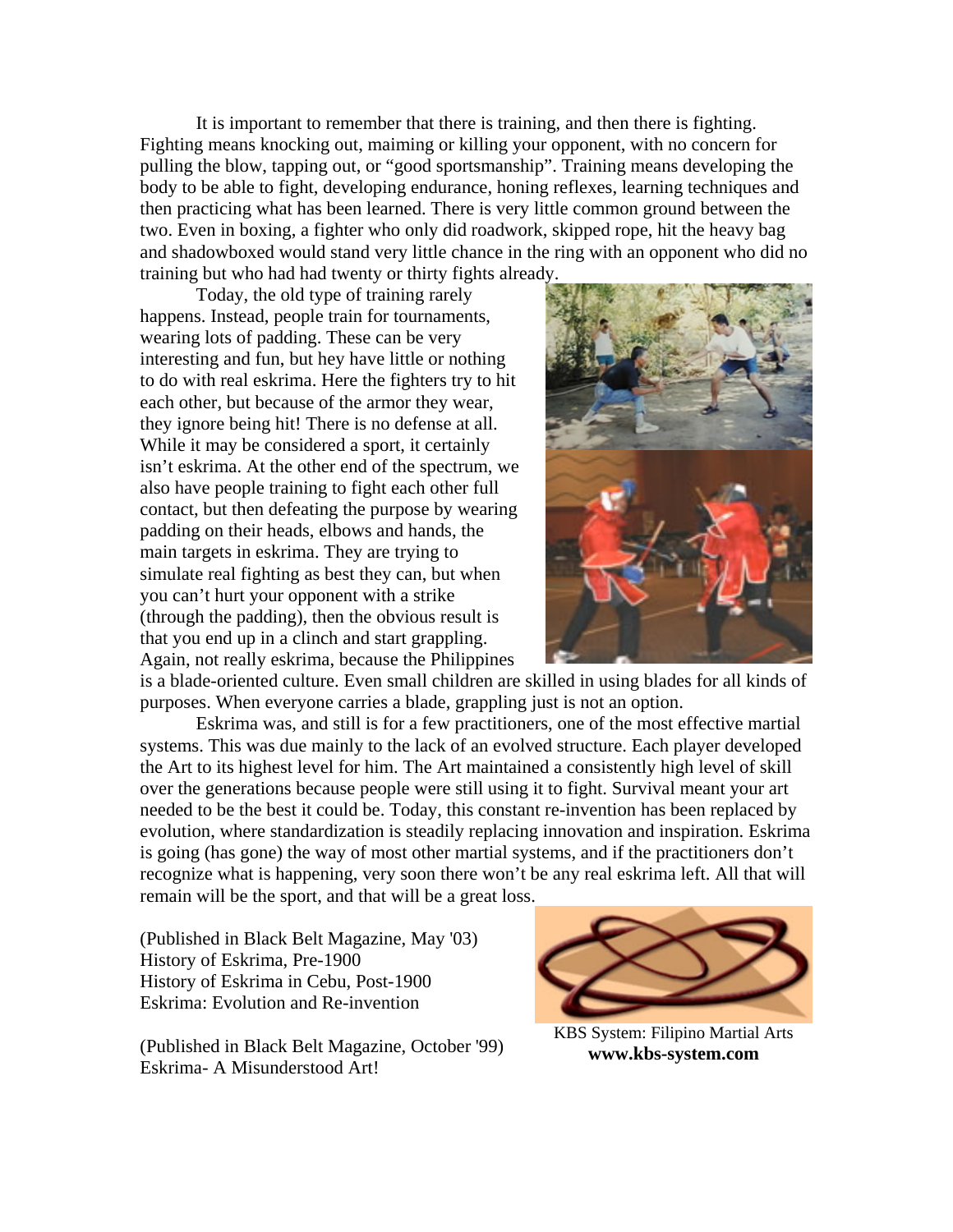It is important to remember that there is training, and then there is fighting. Fighting means knocking out, maiming or killing your opponent, with no concern for pulling the blow, tapping out, or "good sportsmanship". Training means developing the body to be able to fight, developing endurance, honing reflexes, learning techniques and then practicing what has been learned. There is very little common ground between the two. Even in boxing, a fighter who only did roadwork, skipped rope, hit the heavy bag and shadowboxed would stand very little chance in the ring with an opponent who did no training but who had had twenty or thirty fights already.

Today, the old type of training rarely happens. Instead, people train for tournaments, wearing lots of padding. These can be very interesting and fun, but hey have little or nothing to do with real eskrima. Here the fighters try to hit each other, but because of the armor they wear, they ignore being hit! There is no defense at all. While it may be considered a sport, it certainly isn't eskrima. At the other end of the spectrum, we also have people training to fight each other full contact, but then defeating the purpose by wearing padding on their heads, elbows and hands, the main targets in eskrima. They are trying to simulate real fighting as best they can, but when you can't hurt your opponent with a strike (through the padding), then the obvious result is that you end up in a clinch and start grappling. Again, not really eskrima, because the Philippines is a blade-oriented culture. Even small children are skilled in using blades for all kinds of purposes. When everyone carries a blade, grappling just is not an option.

Eskrima was, and still is for a few practitioners, one of the most effective martial systems. This was due mainly to the lack of an evolved structure. Each player developed the Art to its highest level for him. The Art maintained a consistently high level of skill over the generations because people were still using it to fight. Survival meant your art needed to be the best it could be. Today, this constant re-invention has been replaced by evolution, where standardization is steadily replacing innovation and inspiration. Eskrima is going (has gone) the way of most other martial systems, and if the practitioners don't recognize what is happening, very soon there won't be any real eskrima left. All that will remain will be the sport, and that will be a great loss.

(Published in Black Belt Magazine, May '03)
History of Eskrima, Pre-1900
History of Eskrima in Cebu, Post-1900
Eskrima: Evolution and Re-invention

(Published in Black Belt Magazine, October '99)
Eskrima- A Misunderstood Art!

KBS System: Filipino Martial Arts
**www.kbs-system.com**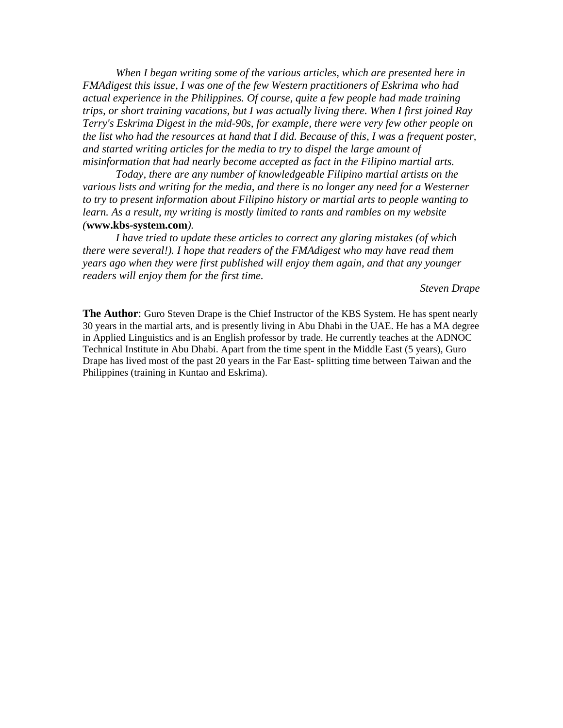*When I began writing some of the various articles, which are presented here in FMAdigest this issue, I was one of the few Western practitioners of Eskrima who had actual experience in the Philippines. Of course, quite a few people had made training trips, or short training vacations, but I was actually living there. When I first joined Ray Terry's Eskrima Digest in the mid-90s, for example, there were very few other people on the list who had the resources at hand that I did. Because of this, I was a frequent poster, and started writing articles for the media to try to dispel the large amount of misinformation that had nearly become accepted as fact in the Filipino martial arts.*

*Today, there are any number of knowledgeable Filipino martial artists on the various lists and writing for the media, and there is no longer any need for a Westerner to try to present information about Filipino history or martial arts to people wanting to learn. As a result, my writing is mostly limited to rants and rambles on my website (*__www.kbs-system.com__*).*

*I have tried to update these articles to correct any glaring mistakes (of which there were several!). I hope that readers of the FMAdigest who may have read them years ago when they were first published will enjoy them again, and that any younger readers will enjoy them for the first time.*

*Steven Drape*

**The Author**: Guro Steven Drape is the Chief Instructor of the KBS System. He has spent nearly 30 years in the martial arts, and is presently living in Abu Dhabi in the UAE. He has a MA degree in Applied Linguistics and is an English professor by trade. He currently teaches at the ADNOC Technical Institute in Abu Dhabi. Apart from the time spent in the Middle East (5 years), Guro Drape has lived most of the past 20 years in the Far East- splitting time between Taiwan and the Philippines (training in Kuntao and Eskrima).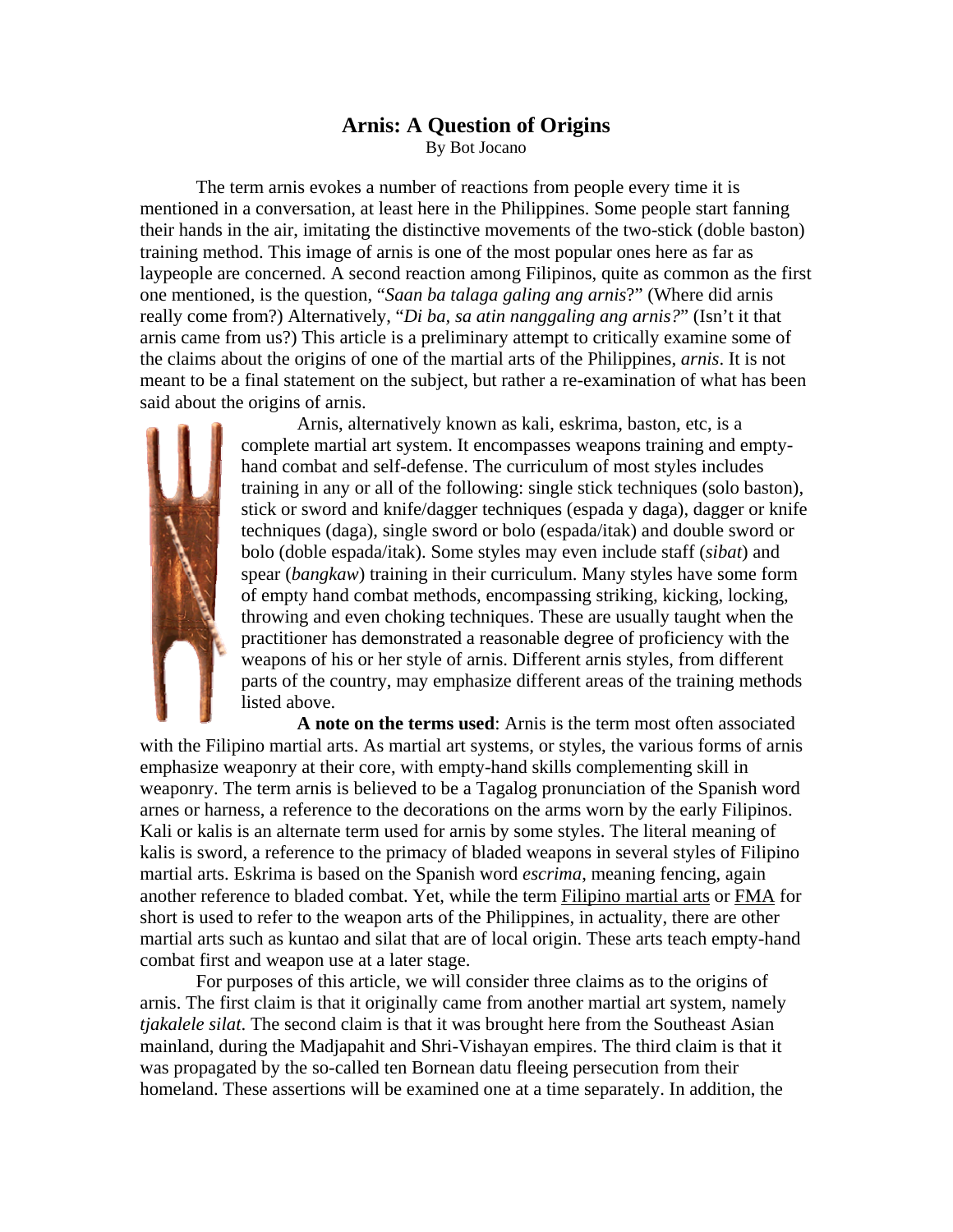# Arnis: A Question of Origins

By Bot Jocano

The term arnis evokes a number of reactions from people every time it is mentioned in a conversation, at least here in the Philippines. Some people start fanning their hands in the air, imitating the distinctive movements of the two-stick (doble baston) training method. This image of arnis is one of the most popular ones here as far as laypeople are concerned. A second reaction among Filipinos, quite as common as the first one mentioned, is the question, "*Saan ba talaga galing ang arnis*?" (Where did arnis really come from?) Alternatively, "*Di ba, sa atin nanggaling ang arnis?*" (Isn't it that arnis came from us?) This article is a preliminary attempt to critically examine some of the claims about the origins of one of the martial arts of the Philippines, *arnis*. It is not meant to be a final statement on the subject, but rather a re-examination of what has been said about the origins of arnis.

Arnis, alternatively known as kali, eskrima, baston, etc, is a complete martial art system. It encompasses weapons training and empty-hand combat and self-defense. The curriculum of most styles includes training in any or all of the following: single stick techniques (solo baston), stick or sword and knife/dagger techniques (espada y daga), dagger or knife techniques (daga), single sword or bolo (espada/itak) and double sword or bolo (doble espada/itak). Some styles may even include staff (*sibat*) and spear (*bangkaw*) training in their curriculum. Many styles have some form of empty hand combat methods, encompassing striking, kicking, locking, throwing and even choking techniques. These are usually taught when the practitioner has demonstrated a reasonable degree of proficiency with the weapons of his or her style of arnis. Different arnis styles, from different parts of the country, may emphasize different areas of the training methods listed above.

**A note on the terms used**: Arnis is the term most often associated with the Filipino martial arts. As martial art systems, or styles, the various forms of arnis emphasize weaponry at their core, with empty-hand skills complementing skill in weaponry. The term arnis is believed to be a Tagalog pronunciation of the Spanish word arnes or harness, a reference to the decorations on the arms worn by the early Filipinos. Kali or kalis is an alternate term used for arnis by some styles. The literal meaning of kalis is sword, a reference to the primacy of bladed weapons in several styles of Filipino martial arts. Eskrima is based on the Spanish word *escrima*, meaning fencing, again another reference to bladed combat. Yet, while the term Filipino martial arts or FMA for short is used to refer to the weapon arts of the Philippines, in actuality, there are other martial arts such as kuntao and silat that are of local origin. These arts teach empty-hand combat first and weapon use at a later stage.

For purposes of this article, we will consider three claims as to the origins of arnis. The first claim is that it originally came from another martial art system, namely *tjakalele silat*. The second claim is that it was brought here from the Southeast Asian mainland, during the Madjapahit and Shri-Vishayan empires. The third claim is that it was propagated by the so-called ten Bornean datu fleeing persecution from their homeland. These assertions will be examined one at a time separately. In addition, the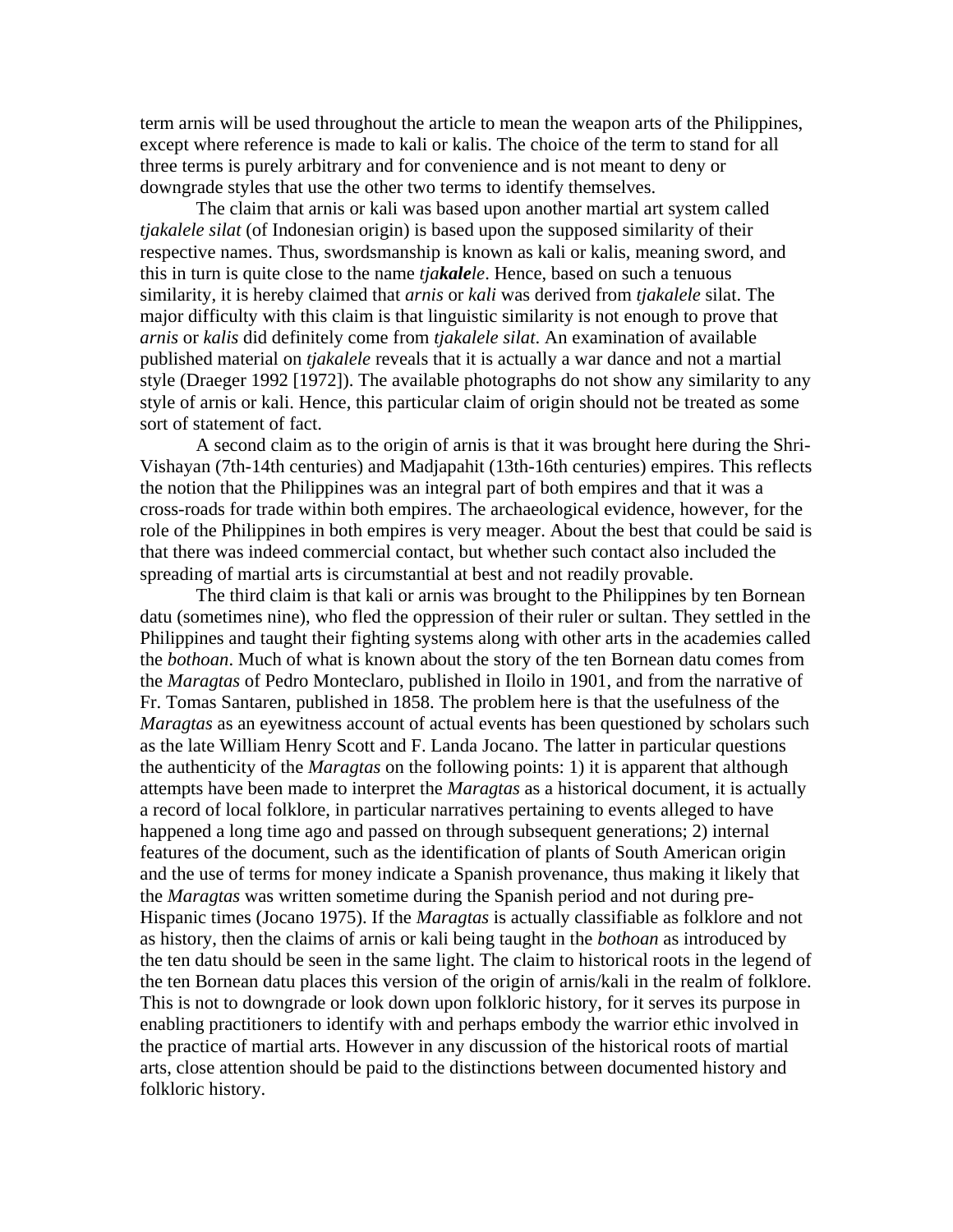term arnis will be used throughout the article to mean the weapon arts of the Philippines, except where reference is made to kali or kalis. The choice of the term to stand for all three terms is purely arbitrary and for convenience and is not meant to deny or downgrade styles that use the other two terms to identify themselves.

The claim that arnis or kali was based upon another martial art system called *tjakalele silat* (of Indonesian origin) is based upon the supposed similarity of their respective names. Thus, swordsmanship is known as kali or kalis, meaning sword, and this in turn is quite close to the name *tja**kale**le*. Hence, based on such a tenuous similarity, it is hereby claimed that *arnis* or *kali* was derived from *tjakalele* silat. The major difficulty with this claim is that linguistic similarity is not enough to prove that *arnis* or *kalis* did definitely come from *tjakalele silat*. An examination of available published material on *tjakalele* reveals that it is actually a war dance and not a martial style (Draeger 1992 [1972]). The available photographs do not show any similarity to any style of arnis or kali. Hence, this particular claim of origin should not be treated as some sort of statement of fact.

A second claim as to the origin of arnis is that it was brought here during the Shri-Vishayan (7th-14th centuries) and Madjapahit (13th-16th centuries) empires. This reflects the notion that the Philippines was an integral part of both empires and that it was a cross-roads for trade within both empires. The archaeological evidence, however, for the role of the Philippines in both empires is very meager. About the best that could be said is that there was indeed commercial contact, but whether such contact also included the spreading of martial arts is circumstantial at best and not readily provable.

The third claim is that kali or arnis was brought to the Philippines by ten Bornean datu (sometimes nine), who fled the oppression of their ruler or sultan. They settled in the Philippines and taught their fighting systems along with other arts in the academies called the *bothoan*. Much of what is known about the story of the ten Bornean datu comes from the *Maragtas* of Pedro Monteclaro, published in Iloilo in 1901, and from the narrative of Fr. Tomas Santaren, published in 1858. The problem here is that the usefulness of the *Maragtas* as an eyewitness account of actual events has been questioned by scholars such as the late William Henry Scott and F. Landa Jocano. The latter in particular questions the authenticity of the *Maragtas* on the following points: 1) it is apparent that although attempts have been made to interpret the *Maragtas* as a historical document, it is actually a record of local folklore, in particular narratives pertaining to events alleged to have happened a long time ago and passed on through subsequent generations; 2) internal features of the document, such as the identification of plants of South American origin and the use of terms for money indicate a Spanish provenance, thus making it likely that the *Maragtas* was written sometime during the Spanish period and not during pre-Hispanic times (Jocano 1975). If the *Maragtas* is actually classifiable as folklore and not as history, then the claims of arnis or kali being taught in the *bothoan* as introduced by the ten datu should be seen in the same light. The claim to historical roots in the legend of the ten Bornean datu places this version of the origin of arnis/kali in the realm of folklore. This is not to downgrade or look down upon folkloric history, for it serves its purpose in enabling practitioners to identify with and perhaps embody the warrior ethic involved in the practice of martial arts. However in any discussion of the historical roots of martial arts, close attention should be paid to the distinctions between documented history and folkloric history.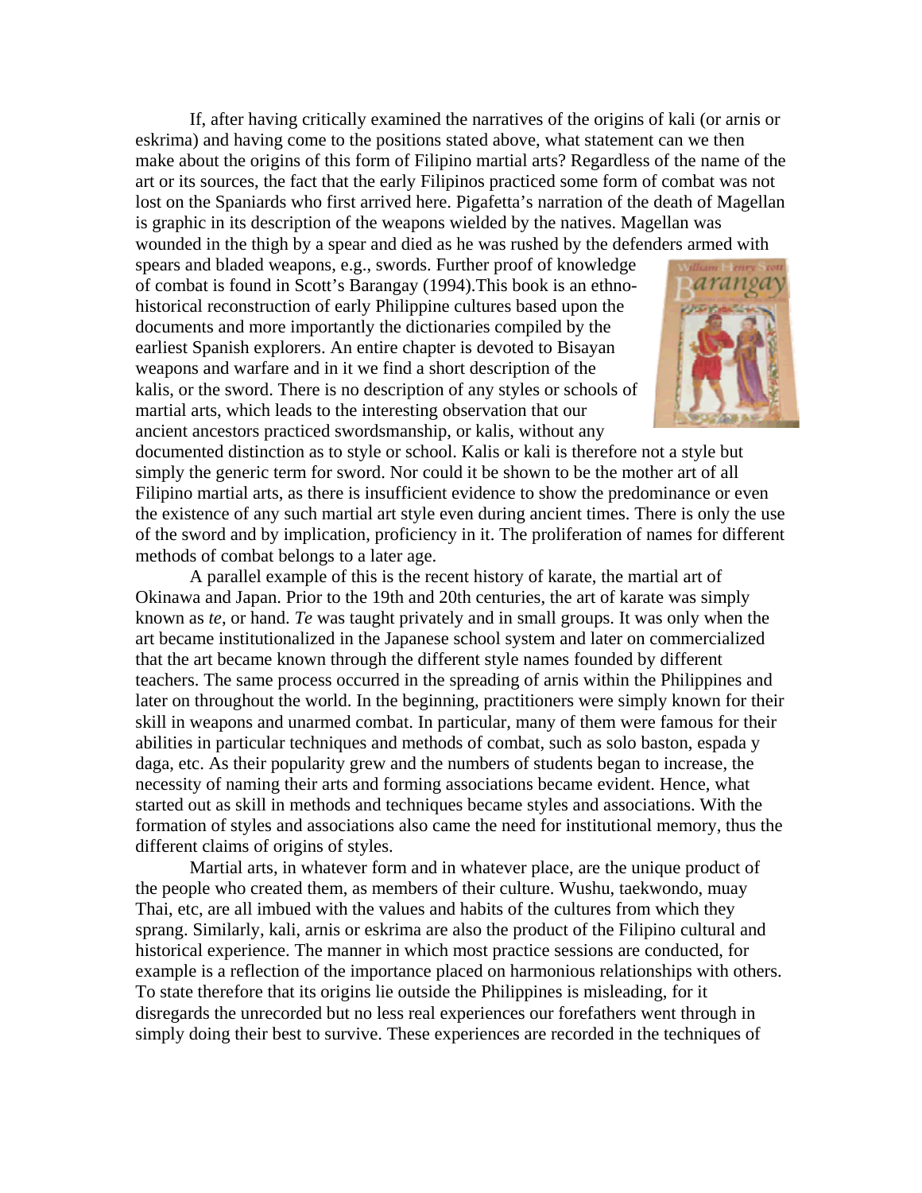If, after having critically examined the narratives of the origins of kali (or arnis or eskrima) and having come to the positions stated above, what statement can we then make about the origins of this form of Filipino martial arts? Regardless of the name of the art or its sources, the fact that the early Filipinos practiced some form of combat was not lost on the Spaniards who first arrived here. Pigafetta's narration of the death of Magellan is graphic in its description of the weapons wielded by the natives. Magellan was wounded in the thigh by a spear and died as he was rushed by the defenders armed with spears and bladed weapons, e.g., swords. Further proof of knowledge of combat is found in Scott's Barangay (1994).This book is an ethno-historical reconstruction of early Philippine cultures based upon the documents and more importantly the dictionaries compiled by the earliest Spanish explorers. An entire chapter is devoted to Bisayan weapons and warfare and in it we find a short description of the kalis, or the sword. There is no description of any styles or schools of martial arts, which leads to the interesting observation that our ancient ancestors practiced swordsmanship, or kalis, without any documented distinction as to style or school. Kalis or kali is therefore not a style but simply the generic term for sword. Nor could it be shown to be the mother art of all Filipino martial arts, as there is insufficient evidence to show the predominance or even the existence of any such martial art style even during ancient times. There is only the use of the sword and by implication, proficiency in it. The proliferation of names for different methods of combat belongs to a later age.

A parallel example of this is the recent history of karate, the martial art of Okinawa and Japan. Prior to the 19th and 20th centuries, the art of karate was simply known as *te*, or hand. *Te* was taught privately and in small groups. It was only when the art became institutionalized in the Japanese school system and later on commercialized that the art became known through the different style names founded by different teachers. The same process occurred in the spreading of arnis within the Philippines and later on throughout the world. In the beginning, practitioners were simply known for their skill in weapons and unarmed combat. In particular, many of them were famous for their abilities in particular techniques and methods of combat, such as solo baston, espada y daga, etc. As their popularity grew and the numbers of students began to increase, the necessity of naming their arts and forming associations became evident. Hence, what started out as skill in methods and techniques became styles and associations. With the formation of styles and associations also came the need for institutional memory, thus the different claims of origins of styles.

Martial arts, in whatever form and in whatever place, are the unique product of the people who created them, as members of their culture. Wushu, taekwondo, muay Thai, etc, are all imbued with the values and habits of the cultures from which they sprang. Similarly, kali, arnis or eskrima are also the product of the Filipino cultural and historical experience. The manner in which most practice sessions are conducted, for example is a reflection of the importance placed on harmonious relationships with others. To state therefore that its origins lie outside the Philippines is misleading, for it disregards the unrecorded but no less real experiences our forefathers went through in simply doing their best to survive. These experiences are recorded in the techniques of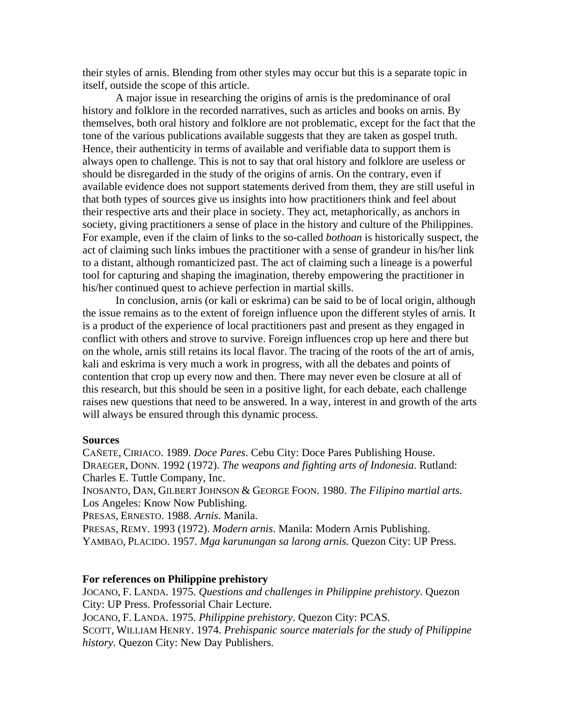their styles of arnis. Blending from other styles may occur but this is a separate topic in itself, outside the scope of this article.

A major issue in researching the origins of arnis is the predominance of oral history and folklore in the recorded narratives, such as articles and books on arnis. By themselves, both oral history and folklore are not problematic, except for the fact that the tone of the various publications available suggests that they are taken as gospel truth. Hence, their authenticity in terms of available and verifiable data to support them is always open to challenge. This is not to say that oral history and folklore are useless or should be disregarded in the study of the origins of arnis. On the contrary, even if available evidence does not support statements derived from them, they are still useful in that both types of sources give us insights into how practitioners think and feel about their respective arts and their place in society. They act, metaphorically, as anchors in society, giving practitioners a sense of place in the history and culture of the Philippines. For example, even if the claim of links to the so-called *bothoan* is historically suspect, the act of claiming such links imbues the practitioner with a sense of grandeur in his/her link to a distant, although romanticized past. The act of claiming such a lineage is a powerful tool for capturing and shaping the imagination, thereby empowering the practitioner in his/her continued quest to achieve perfection in martial skills.

In conclusion, arnis (or kali or eskrima) can be said to be of local origin, although the issue remains as to the extent of foreign influence upon the different styles of arnis. It is a product of the experience of local practitioners past and present as they engaged in conflict with others and strove to survive. Foreign influences crop up here and there but on the whole, arnis still retains its local flavor. The tracing of the roots of the art of arnis, kali and eskrima is very much a work in progress, with all the debates and points of contention that crop up every now and then. There may never even be closure at all of this research, but this should be seen in a positive light, for each debate, each challenge raises new questions that need to be answered. In a way, interest in and growth of the arts will always be ensured through this dynamic process.

**Sources**

CAÑETE, CIRIACO. 1989. *Doce Pares*. Cebu City: Doce Pares Publishing House.
DRAEGER, DONN. 1992 (1972). *The weapons and fighting arts of Indonesia*. Rutland: Charles E. Tuttle Company, Inc.
INOSANTO, DAN, GILBERT JOHNSON & GEORGE FOON. 1980. *The Filipino martial arts.* Los Angeles: Know Now Publishing.
PRESAS, ERNESTO. 1988. *Arnis*. Manila.
PRESAS, REMY. 1993 (1972). *Modern arnis*. Manila: Modern Arnis Publishing.
YAMBAO, PLACIDO. 1957. *Mga karunungan sa larong arnis.* Quezon City: UP Press.

**For references on Philippine prehistory**

JOCANO, F. LANDA. 1975. *Questions and challenges in Philippine prehistory*. Quezon City: UP Press. Professorial Chair Lecture.
JOCANO, F. LANDA. 1975. *Philippine prehistory*. Quezon City: PCAS.
SCOTT, WILLIAM HENRY. 1974. *Prehispanic source materials for the study of Philippine history.* Quezon City: New Day Publishers.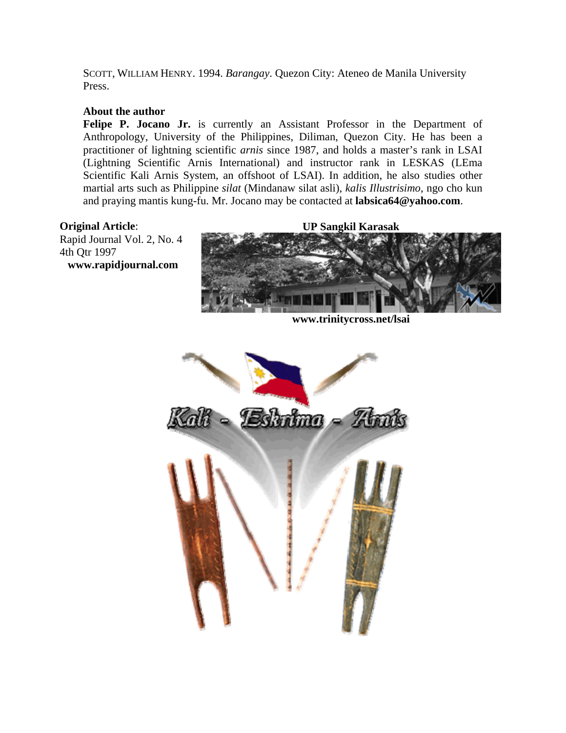SCOTT, WILLIAM HENRY. 1994. *Barangay*. Quezon City: Ateneo de Manila University Press.

**About the author**

**Felipe P. Jocano Jr.** is currently an Assistant Professor in the Department of Anthropology, University of the Philippines, Diliman, Quezon City. He has been a practitioner of lightning scientific *arnis* since 1987, and holds a master's rank in LSAI (Lightning Scientific Arnis International) and instructor rank in LESKAS (LEma Scientific Kali Arnis System, an offshoot of LSAI). In addition, he also studies other martial arts such as Philippine *silat* (Mindanaw silat asli), *kalis Illustrisimo*, ngo cho kun and praying mantis kung-fu. Mr. Jocano may be contacted at **labsica64@yahoo.com**.

**Original Article**:
Rapid Journal Vol. 2, No. 4
4th Qtr 1997
**www.rapidjournal.com**

**UP Sangkil Karasak**

**www.trinitycross.net/lsai**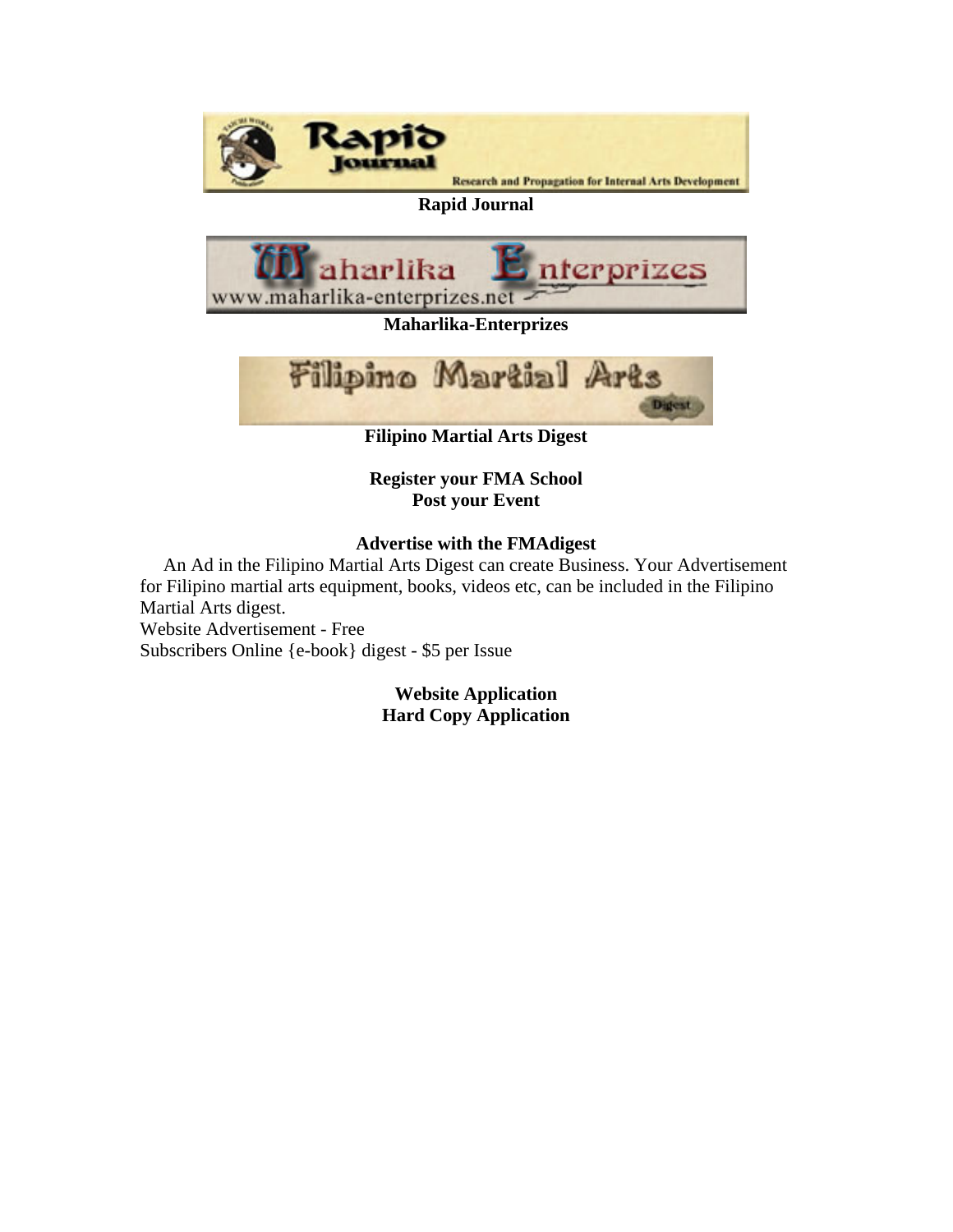**Rapid Journal**

**Maharlika-Enterprizes**

**Filipino Martial Arts Digest**

**Register your FMA School**
**Post your Event**

**Advertise with the FMAdigest**

An Ad in the Filipino Martial Arts Digest can create Business. Your Advertisement for Filipino martial arts equipment, books, videos etc, can be included in the Filipino Martial Arts digest.

Website Advertisement - Free
Subscribers Online {e-book} digest - $5 per Issue

**Website Application**
**Hard Copy Application**